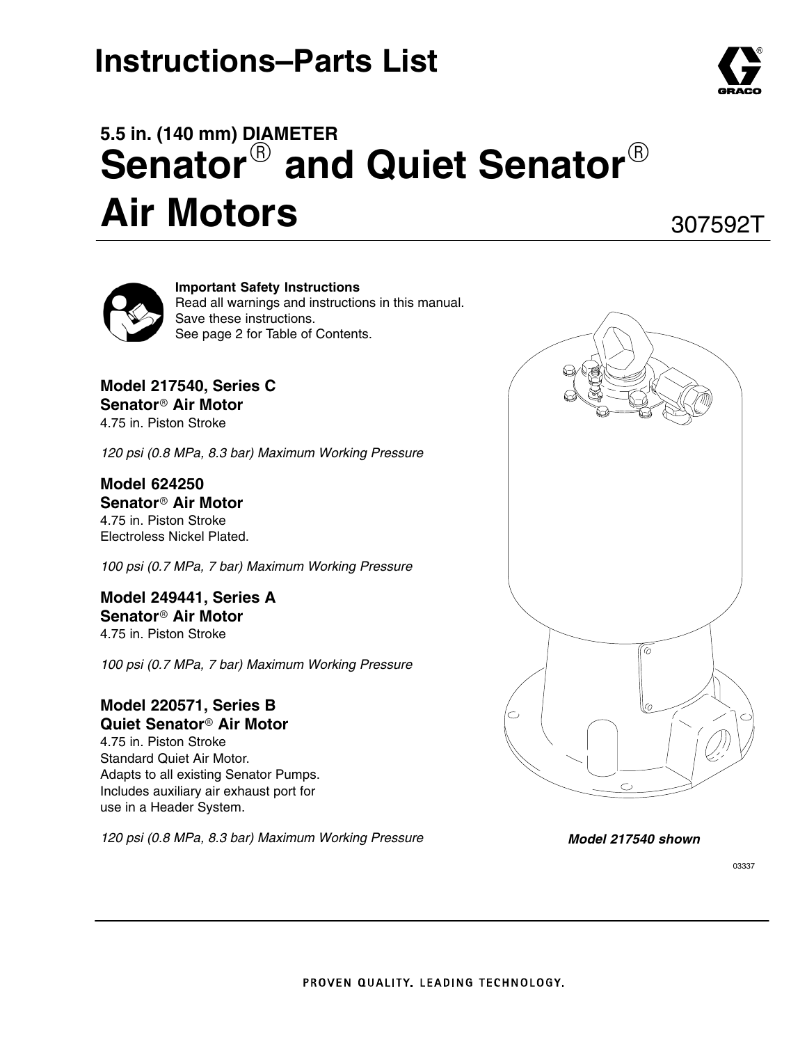# Instructions–Parts List

## 5.5 in. (140 mm) DIAMETER
# Senator® and Quiet Senator® Air Motors

307592T

**Important Safety Instructions**
Read all warnings and instructions in this manual.
Save these instructions.
See page 2 for Table of Contents.

**Model 217540, Series C**
**Senator® Air Motor**
4.75 in. Piston Stroke

*120 psi (0.8 MPa, 8.3 bar) Maximum Working Pressure*

**Model 624250**
**Senator® Air Motor**
4.75 in. Piston Stroke
Electroless Nickel Plated.

*100 psi (0.7 MPa, 7 bar) Maximum Working Pressure*

**Model 249441, Series A**
**Senator® Air Motor**
4.75 in. Piston Stroke

*100 psi (0.7 MPa, 7 bar) Maximum Working Pressure*

**Model 220571, Series B**
**Quiet Senator® Air Motor**
4.75 in. Piston Stroke
Standard Quiet Air Motor.
Adapts to all existing Senator Pumps.
Includes auxiliary air exhaust port for use in a Header System.

*120 psi (0.8 MPa, 8.3 bar) Maximum Working Pressure*

***Model 217540 shown***

03337

PROVEN QUALITY. LEADING TECHNOLOGY.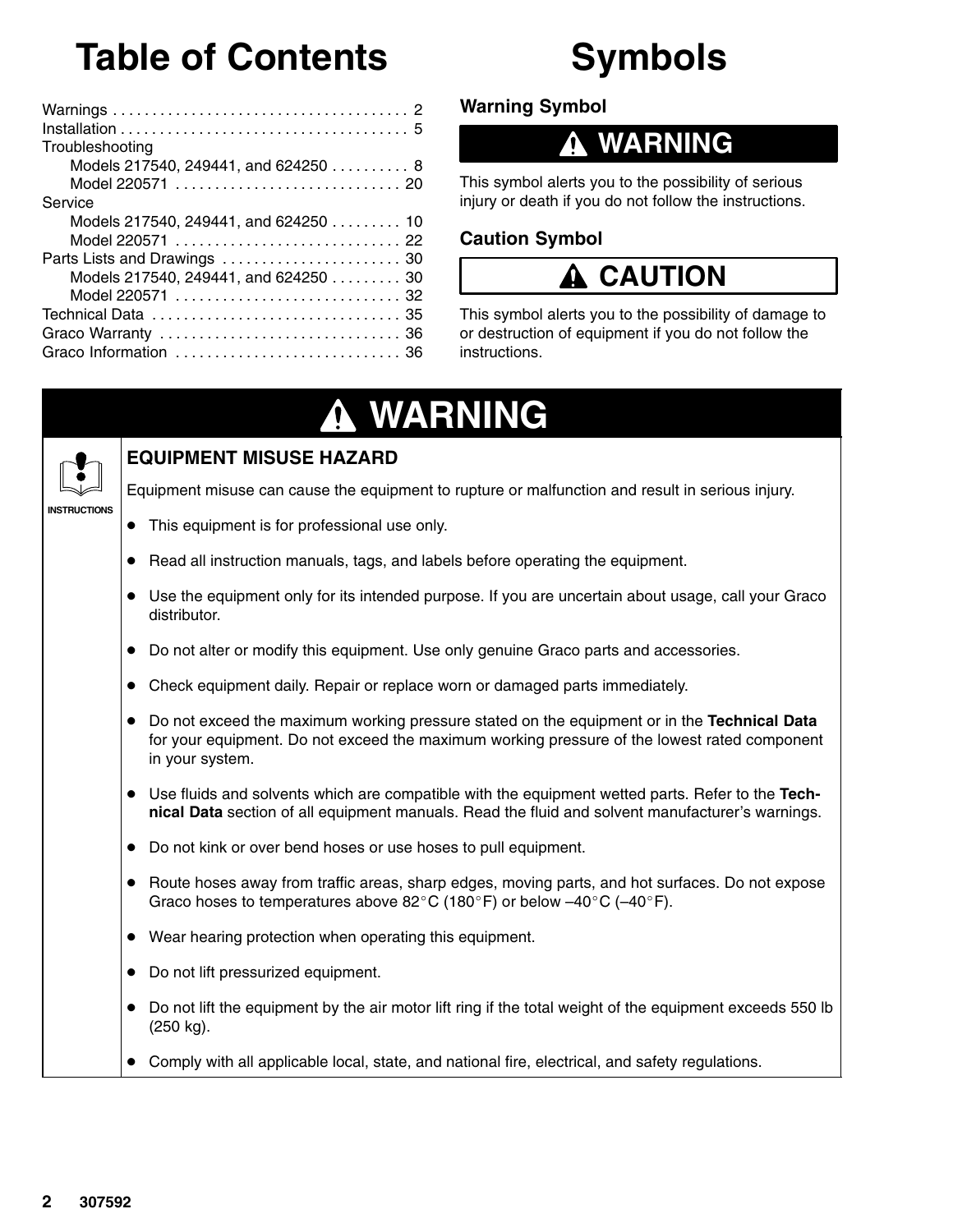# Table of Contents

Warnings . . . . . . . . . . . . . . . . . . . . . . . . . . . . . . . . . . . . . 2
Installation . . . . . . . . . . . . . . . . . . . . . . . . . . . . . . . . . . . . . 5
Troubleshooting
  Models 217540, 249441, and 624250 . . . . . . . . . . 8
  Model 220571 . . . . . . . . . . . . . . . . . . . . . . . . . . . . 20
Service
  Models 217540, 249441, and 624250 . . . . . . . . . 10
  Model 220571 . . . . . . . . . . . . . . . . . . . . . . . . . . . . 22
Parts Lists and Drawings . . . . . . . . . . . . . . . . . . . . . . 30
  Models 217540, 249441, and 624250 . . . . . . . . . 30
  Model 220571 . . . . . . . . . . . . . . . . . . . . . . . . . . . . 32
Technical Data . . . . . . . . . . . . . . . . . . . . . . . . . . . . . . . 35
Graco Warranty . . . . . . . . . . . . . . . . . . . . . . . . . . . . . . 36
Graco Information . . . . . . . . . . . . . . . . . . . . . . . . . . . . 36

# Symbols

### Warning Symbol

**WARNING**

This symbol alerts you to the possibility of serious injury or death if you do not follow the instructions.

### Caution Symbol

**CAUTION**

This symbol alerts you to the possibility of damage to or destruction of equipment if you do not follow the instructions.

## WARNING

INSTRUCTIONS

### EQUIPMENT MISUSE HAZARD

Equipment misuse can cause the equipment to rupture or malfunction and result in serious injury.

- This equipment is for professional use only.
- Read all instruction manuals, tags, and labels before operating the equipment.
- Use the equipment only for its intended purpose. If you are uncertain about usage, call your Graco distributor.
- Do not alter or modify this equipment. Use only genuine Graco parts and accessories.
- Check equipment daily. Repair or replace worn or damaged parts immediately.
- Do not exceed the maximum working pressure stated on the equipment or in the **Technical Data** for your equipment. Do not exceed the maximum working pressure of the lowest rated component in your system.
- Use fluids and solvents which are compatible with the equipment wetted parts. Refer to the **Technical Data** section of all equipment manuals. Read the fluid and solvent manufacturer's warnings.
- Do not kink or over bend hoses or use hoses to pull equipment.
- Route hoses away from traffic areas, sharp edges, moving parts, and hot surfaces. Do not expose Graco hoses to temperatures above 82°C (180°F) or below –40°C (–40°F).
- Wear hearing protection when operating this equipment.
- Do not lift pressurized equipment.
- Do not lift the equipment by the air motor lift ring if the total weight of the equipment exceeds 550 lb (250 kg).
- Comply with all applicable local, state, and national fire, electrical, and safety regulations.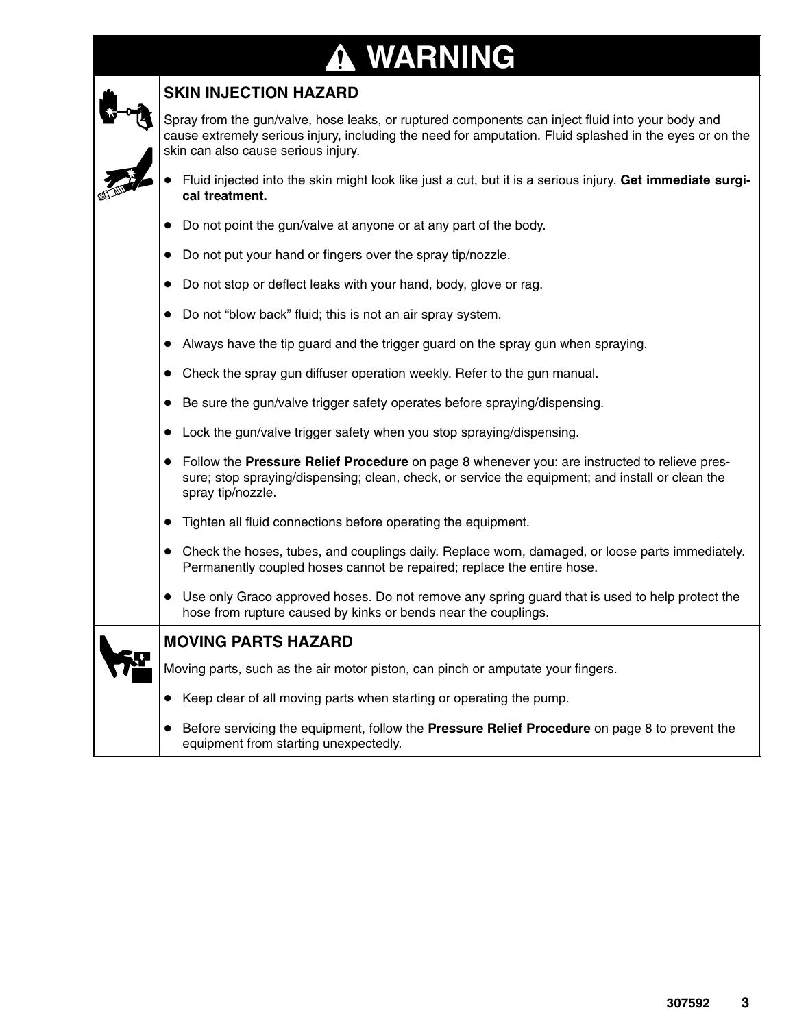# ⚠ WARNING

## SKIN INJECTION HAZARD

Spray from the gun/valve, hose leaks, or ruptured components can inject fluid into your body and cause extremely serious injury, including the need for amputation. Fluid splashed in the eyes or on the skin can also cause serious injury.

- Fluid injected into the skin might look like just a cut, but it is a serious injury. **Get immediate surgical treatment.**
- Do not point the gun/valve at anyone or at any part of the body.
- Do not put your hand or fingers over the spray tip/nozzle.
- Do not stop or deflect leaks with your hand, body, glove or rag.
- Do not "blow back" fluid; this is not an air spray system.
- Always have the tip guard and the trigger guard on the spray gun when spraying.
- Check the spray gun diffuser operation weekly. Refer to the gun manual.
- Be sure the gun/valve trigger safety operates before spraying/dispensing.
- Lock the gun/valve trigger safety when you stop spraying/dispensing.
- Follow the **Pressure Relief Procedure** on page 8 whenever you: are instructed to relieve pressure; stop spraying/dispensing; clean, check, or service the equipment; and install or clean the spray tip/nozzle.
- Tighten all fluid connections before operating the equipment.
- Check the hoses, tubes, and couplings daily. Replace worn, damaged, or loose parts immediately. Permanently coupled hoses cannot be repaired; replace the entire hose.
- Use only Graco approved hoses. Do not remove any spring guard that is used to help protect the hose from rupture caused by kinks or bends near the couplings.

## MOVING PARTS HAZARD

Moving parts, such as the air motor piston, can pinch or amputate your fingers.

- Keep clear of all moving parts when starting or operating the pump.
- Before servicing the equipment, follow the **Pressure Relief Procedure** on page 8 to prevent the equipment from starting unexpectedly.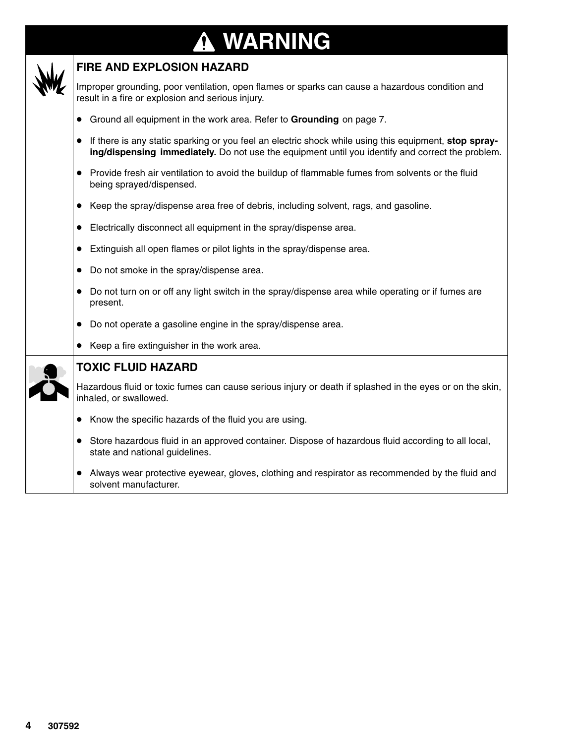# ⚠ WARNING

## FIRE AND EXPLOSION HAZARD

Improper grounding, poor ventilation, open flames or sparks can cause a hazardous condition and result in a fire or explosion and serious injury.

- Ground all equipment in the work area. Refer to **Grounding** on page 7.
- If there is any static sparking or you feel an electric shock while using this equipment, **stop spraying/dispensing immediately.** Do not use the equipment until you identify and correct the problem.
- Provide fresh air ventilation to avoid the buildup of flammable fumes from solvents or the fluid being sprayed/dispensed.
- Keep the spray/dispense area free of debris, including solvent, rags, and gasoline.
- Electrically disconnect all equipment in the spray/dispense area.
- Extinguish all open flames or pilot lights in the spray/dispense area.
- Do not smoke in the spray/dispense area.
- Do not turn on or off any light switch in the spray/dispense area while operating or if fumes are present.
- Do not operate a gasoline engine in the spray/dispense area.
- Keep a fire extinguisher in the work area.

## TOXIC FLUID HAZARD

Hazardous fluid or toxic fumes can cause serious injury or death if splashed in the eyes or on the skin, inhaled, or swallowed.

- Know the specific hazards of the fluid you are using.
- Store hazardous fluid in an approved container. Dispose of hazardous fluid according to all local, state and national guidelines.
- Always wear protective eyewear, gloves, clothing and respirator as recommended by the fluid and solvent manufacturer.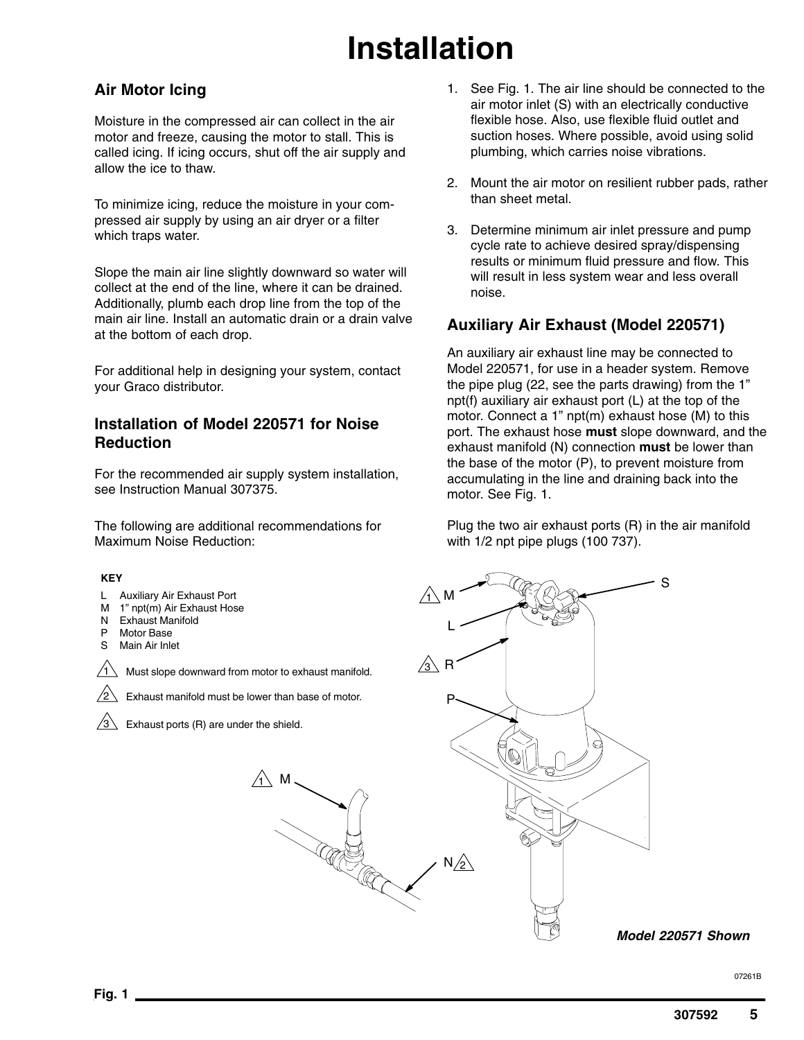# Installation

## Air Motor Icing

Moisture in the compressed air can collect in the air motor and freeze, causing the motor to stall. This is called icing. If icing occurs, shut off the air supply and allow the ice to thaw.

To minimize icing, reduce the moisture in your compressed air supply by using an air dryer or a filter which traps water.

Slope the main air line slightly downward so water will collect at the end of the line, where it can be drained. Additionally, plumb each drop line from the top of the main air line. Install an automatic drain or a drain valve at the bottom of each drop.

For additional help in designing your system, contact your Graco distributor.

## Installation of Model 220571 for Noise Reduction

For the recommended air supply system installation, see Instruction Manual 307375.

The following are additional recommendations for Maximum Noise Reduction:

1. See Fig. 1. The air line should be connected to the air motor inlet (S) with an electrically conductive flexible hose. Also, use flexible fluid outlet and suction hoses. Where possible, avoid using solid plumbing, which carries noise vibrations.
2. Mount the air motor on resilient rubber pads, rather than sheet metal.
3. Determine minimum air inlet pressure and pump cycle rate to achieve desired spray/dispensing results or minimum fluid pressure and flow. This will result in less system wear and less overall noise.

## Auxiliary Air Exhaust (Model 220571)

An auxiliary air exhaust line may be connected to Model 220571, for use in a header system. Remove the pipe plug (22, see the parts drawing) from the 1" npt(f) auxiliary air exhaust port (L) at the top of the motor. Connect a 1" npt(m) exhaust hose (M) to this port. The exhaust hose **must** slope downward, and the exhaust manifold (N) connection **must** be lower than the base of the motor (P), to prevent moisture from accumulating in the line and draining back into the motor. See Fig. 1.

Plug the two air exhaust ports (R) in the air manifold with 1/2 npt pipe plugs (100 737).

**KEY**

- L Auxiliary Air Exhaust Port
- M 1" npt(m) Air Exhaust Hose
- N Exhaust Manifold
- P Motor Base
- S Main Air Inlet

1. Must slope downward from motor to exhaust manifold.
2. Exhaust manifold must be lower than base of motor.
3. Exhaust ports (R) are under the shield.

***Model 220571 Shown***

07261B

**Fig. 1**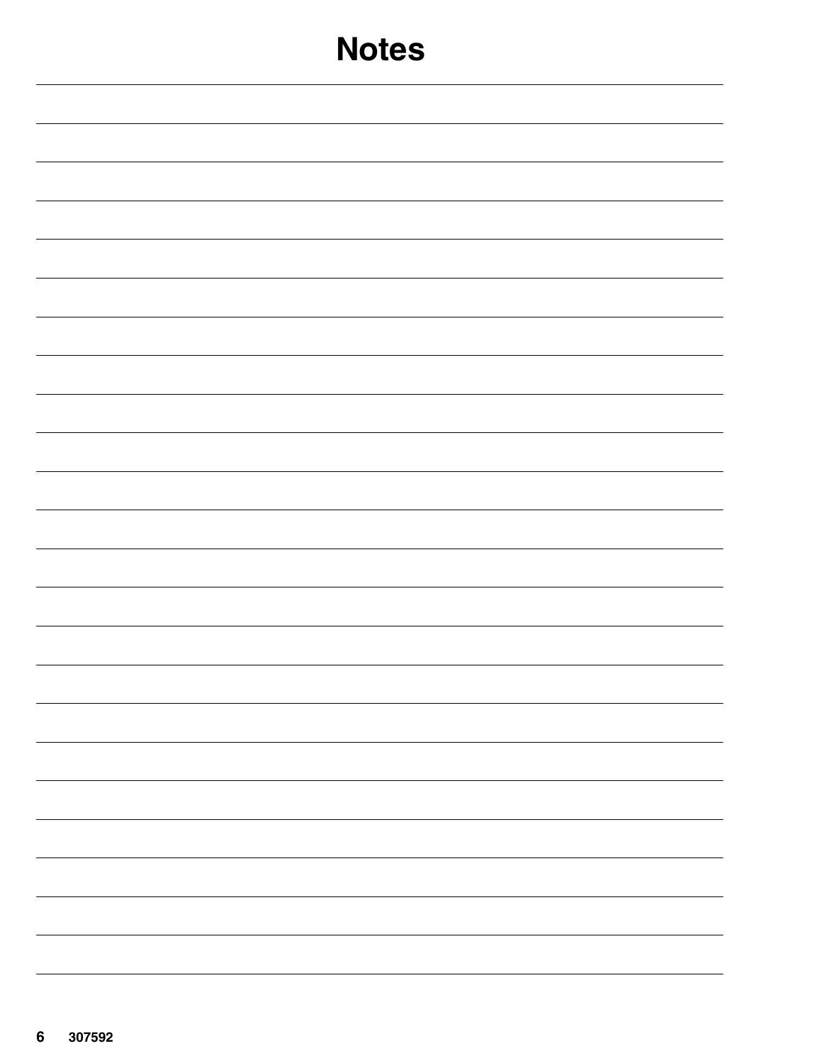# Notes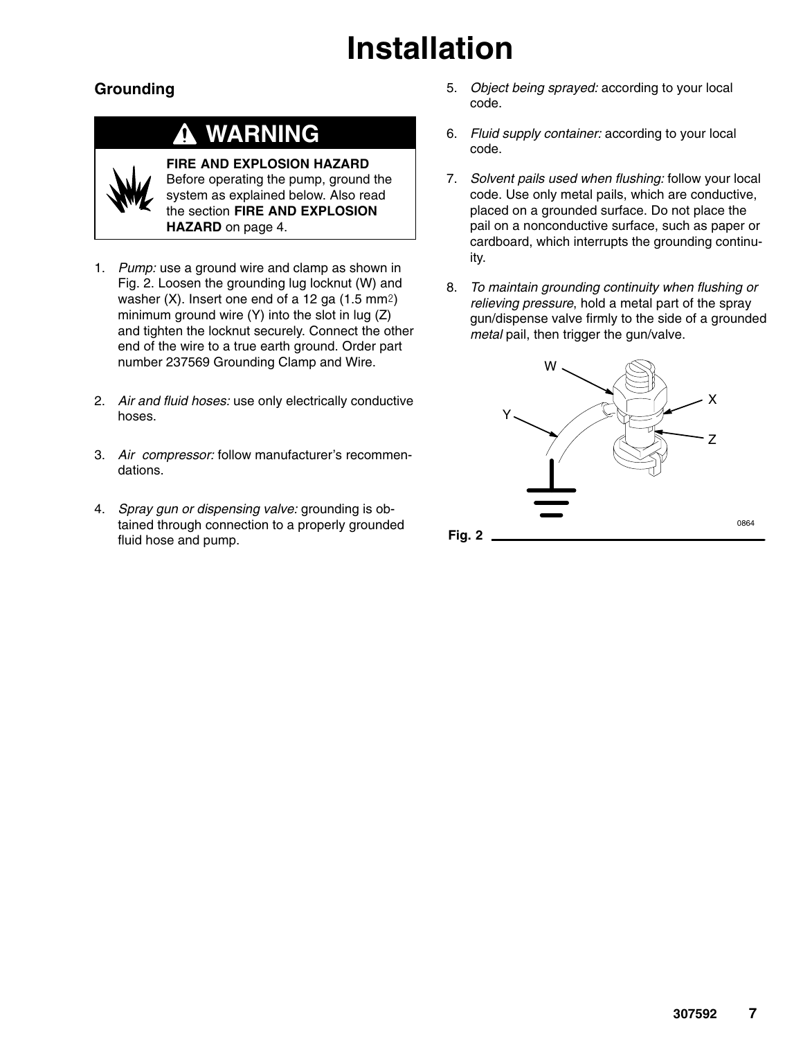# Installation

## Grounding

> **⚠ WARNING**
>
> **FIRE AND EXPLOSION HAZARD**
> Before operating the pump, ground the system as explained below. Also read the section **FIRE AND EXPLOSION HAZARD** on page 4.

1. *Pump:* use a ground wire and clamp as shown in Fig. 2. Loosen the grounding lug locknut (W) and washer (X). Insert one end of a 12 ga (1.5 $mm^2$) minimum ground wire (Y) into the slot in lug (Z) and tighten the locknut securely. Connect the other end of the wire to a true earth ground. Order part number 237569 Grounding Clamp and Wire.

2. *Air and fluid hoses:* use only electrically conductive hoses.

3. *Air compressor:* follow manufacturer's recommendations.

4. *Spray gun or dispensing valve:* grounding is obtained through connection to a properly grounded fluid hose and pump.

5. *Object being sprayed:* according to your local code.

6. *Fluid supply container:* according to your local code.

7. *Solvent pails used when flushing:* follow your local code. Use only metal pails, which are conductive, placed on a grounded surface. Do not place the pail on a nonconductive surface, such as paper or cardboard, which interrupts the grounding continuity.

8. *To maintain grounding continuity when flushing or relieving pressure*, hold a metal part of the spray gun/dispense valve firmly to the side of a grounded *metal* pail, then trigger the gun/valve.

**Fig. 2**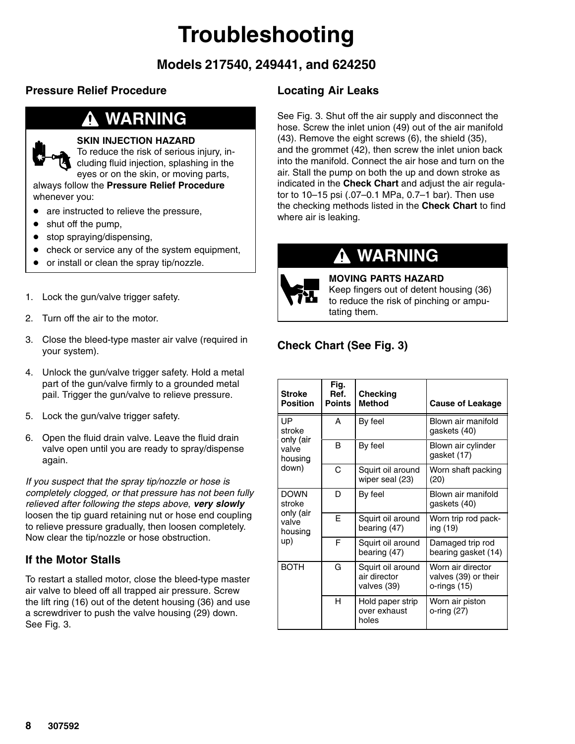# Troubleshooting

## Models 217540, 249441, and 624250

### Pressure Relief Procedure

**⚠ WARNING**

**SKIN INJECTION HAZARD**
To reduce the risk of serious injury, including fluid injection, splashing in the eyes or on the skin, or moving parts, always follow the **Pressure Relief Procedure** whenever you:

- are instructed to relieve the pressure,
- shut off the pump,
- stop spraying/dispensing,
- check or service any of the system equipment,
- or install or clean the spray tip/nozzle.

1. Lock the gun/valve trigger safety.
2. Turn off the air to the motor.
3. Close the bleed-type master air valve (required in your system).
4. Unlock the gun/valve trigger safety. Hold a metal part of the gun/valve firmly to a grounded metal pail. Trigger the gun/valve to relieve pressure.
5. Lock the gun/valve trigger safety.
6. Open the fluid drain valve. Leave the fluid drain valve open until you are ready to spray/dispense again.

*If you suspect that the spray tip/nozzle or hose is completely clogged, or that pressure has not been fully relieved after following the steps above*, ***very slowly*** loosen the tip guard retaining nut or hose end coupling to relieve pressure gradually, then loosen completely. Now clear the tip/nozzle or hose obstruction.

### If the Motor Stalls

To restart a stalled motor, close the bleed-type master air valve to bleed off all trapped air pressure. Screw the lift ring (16) out of the detent housing (36) and use a screwdriver to push the valve housing (29) down. See Fig. 3.

### Locating Air Leaks

See Fig. 3. Shut off the air supply and disconnect the hose. Screw the inlet union (49) out of the air manifold (43). Remove the eight screws (6), the shield (35), and the grommet (42), then screw the inlet union back into the manifold. Connect the air hose and turn on the air. Stall the pump on both the up and down stroke as indicated in the **Check Chart** and adjust the air regulator to 10–15 psi (.07–0.1 MPa, 0.7–1 bar). Then use the checking methods listed in the **Check Chart** to find where air is leaking.

**⚠ WARNING**

**MOVING PARTS HAZARD**
Keep fingers out of detent housing (36) to reduce the risk of pinching or amputating them.

### Check Chart (See Fig. 3)

| Stroke Position | Fig. Ref. Points | Checking Method | Cause of Leakage |
|---|---|---|---|
| UP stroke only (air valve housing down) | A | By feel | Blown air manifold gaskets (40) |
| | B | By feel | Blown air cylinder gasket (17) |
| | C | Squirt oil around wiper seal (23) | Worn shaft packing (20) |
| DOWN stroke only (air valve housing up) | D | By feel | Blown air manifold gaskets (40) |
| | E | Squirt oil around bearing (47) | Worn trip rod packing (19) |
| | F | Squirt oil around bearing (47) | Damaged trip rod bearing gasket (14) |
| BOTH | G | Squirt oil around air director valves (39) | Worn air director valves (39) or their o-rings (15) |
| | H | Hold paper strip over exhaust holes | Worn air piston o-ring (27) |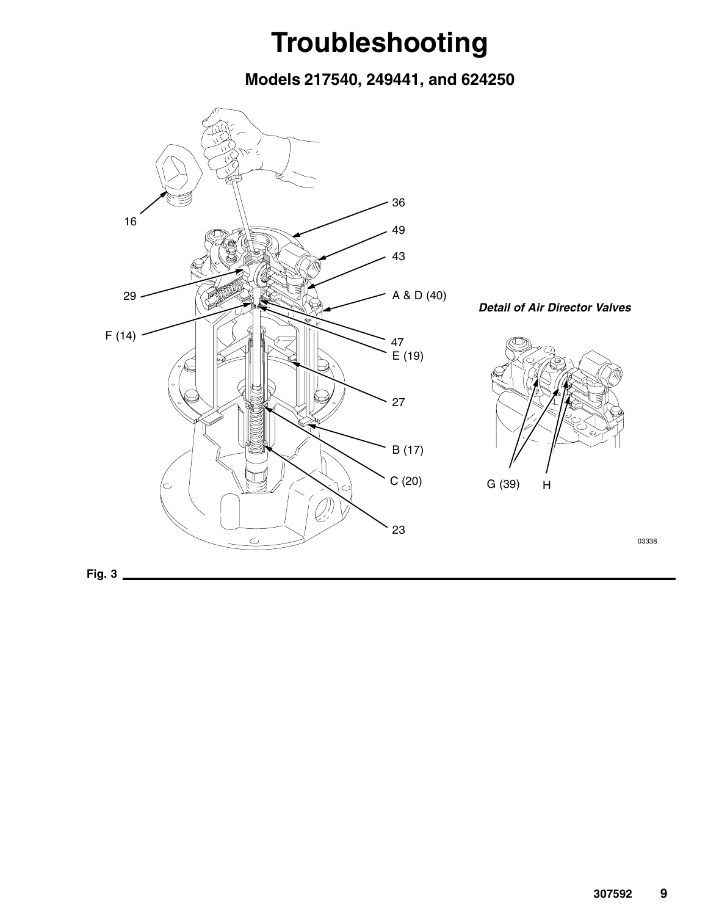# Troubleshooting

## Models 217540, 249441, and 624250

16

36

49

43

29

A & D (40)

F (14)

47

E (19)

27

B (17)

C (20)

23

*Detail of Air Director Valves*

G (39) H

03338

Fig. 3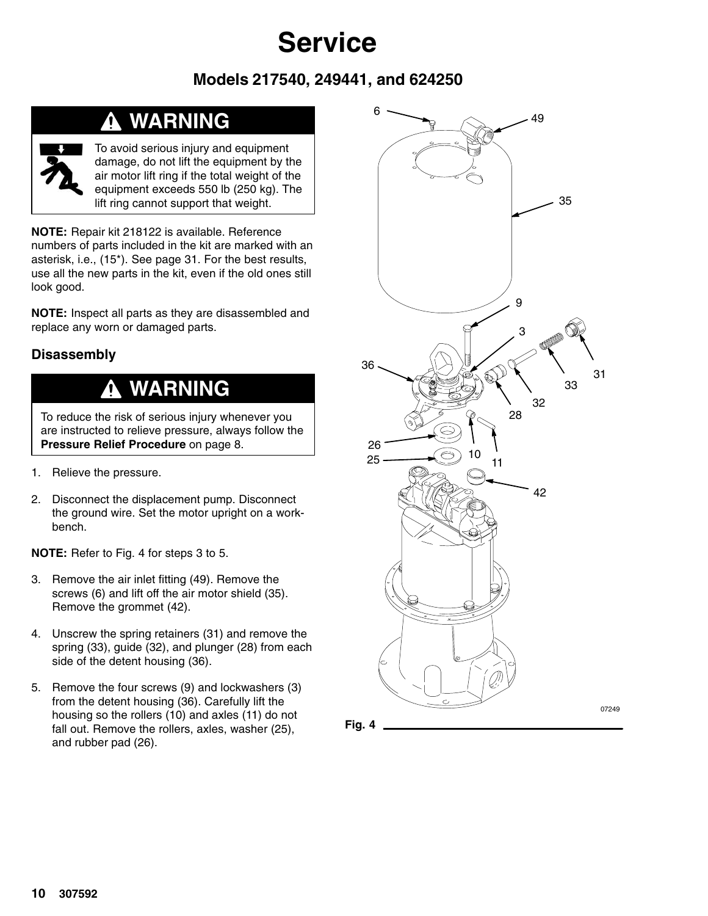# Service

## Models 217540, 249441, and 624250

**⚠ WARNING**

To avoid serious injury and equipment damage, do not lift the equipment by the air motor lift ring if the total weight of the equipment exceeds 550 lb (250 kg). The lift ring cannot support that weight.

**NOTE:** Repair kit 218122 is available. Reference numbers of parts included in the kit are marked with an asterisk, i.e., (15*). See page 31. For the best results, use all the new parts in the kit, even if the old ones still look good.

**NOTE:** Inspect all parts as they are disassembled and replace any worn or damaged parts.

### Disassembly

**⚠ WARNING**

To reduce the risk of serious injury whenever you are instructed to relieve pressure, always follow the **Pressure Relief Procedure** on page 8.

1. Relieve the pressure.
2. Disconnect the displacement pump. Disconnect the ground wire. Set the motor upright on a workbench.

**NOTE:** Refer to Fig. 4 for steps 3 to 5.

3. Remove the air inlet fitting (49). Remove the screws (6) and lift off the air motor shield (35). Remove the grommet (42).
4. Unscrew the spring retainers (31) and remove the spring (33), guide (32), and plunger (28) from each side of the detent housing (36).
5. Remove the four screws (9) and lockwashers (3) from the detent housing (36). Carefully lift the housing so the rollers (10) and axles (11) do not fall out. Remove the rollers, axles, washer (25), and rubber pad (26).

Fig. 4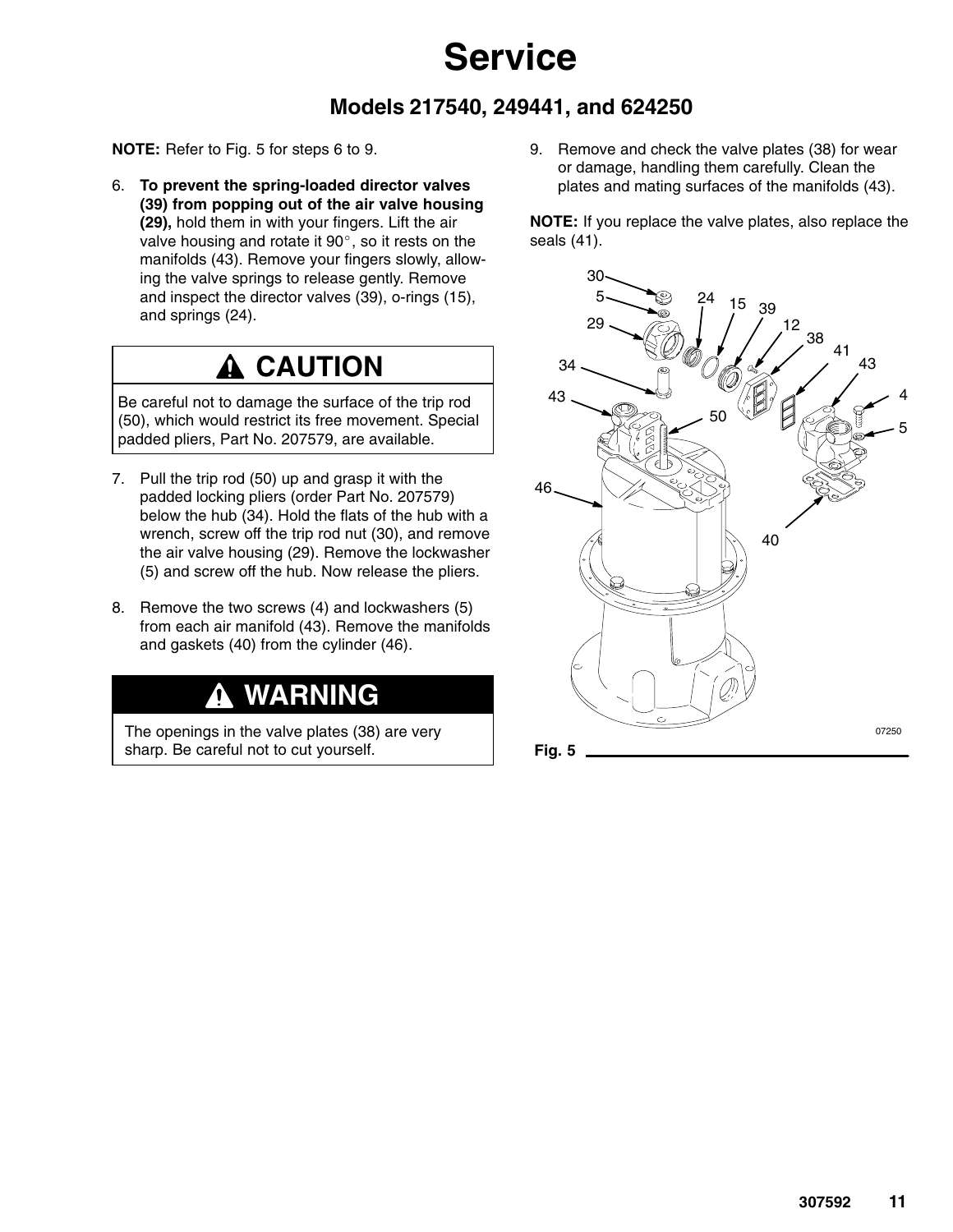# Service

## Models 217540, 249441, and 624250

**NOTE:** Refer to Fig. 5 for steps 6 to 9.

6. **To prevent the spring-loaded director valves (39) from popping out of the air valve housing (29),** hold them in with your fingers. Lift the air valve housing and rotate it 90°, so it rests on the manifolds (43). Remove your fingers slowly, allowing the valve springs to release gently. Remove and inspect the director valves (39), o-rings (15), and springs (24).

> **⚠ CAUTION**
>
> Be careful not to damage the surface of the trip rod (50), which would restrict its free movement. Special padded pliers, Part No. 207579, are available.

7. Pull the trip rod (50) up and grasp it with the padded locking pliers (order Part No. 207579) below the hub (34). Hold the flats of the hub with a wrench, screw off the trip rod nut (30), and remove the air valve housing (29). Remove the lockwasher (5) and screw off the hub. Now release the pliers.

8. Remove the two screws (4) and lockwashers (5) from each air manifold (43). Remove the manifolds and gaskets (40) from the cylinder (46).

> **⚠ WARNING**
>
> The openings in the valve plates (38) are very sharp. Be careful not to cut yourself.

9. Remove and check the valve plates (38) for wear or damage, handling them carefully. Clean the plates and mating surfaces of the manifolds (43).

**NOTE:** If you replace the valve plates, also replace the seals (41).

Fig. 5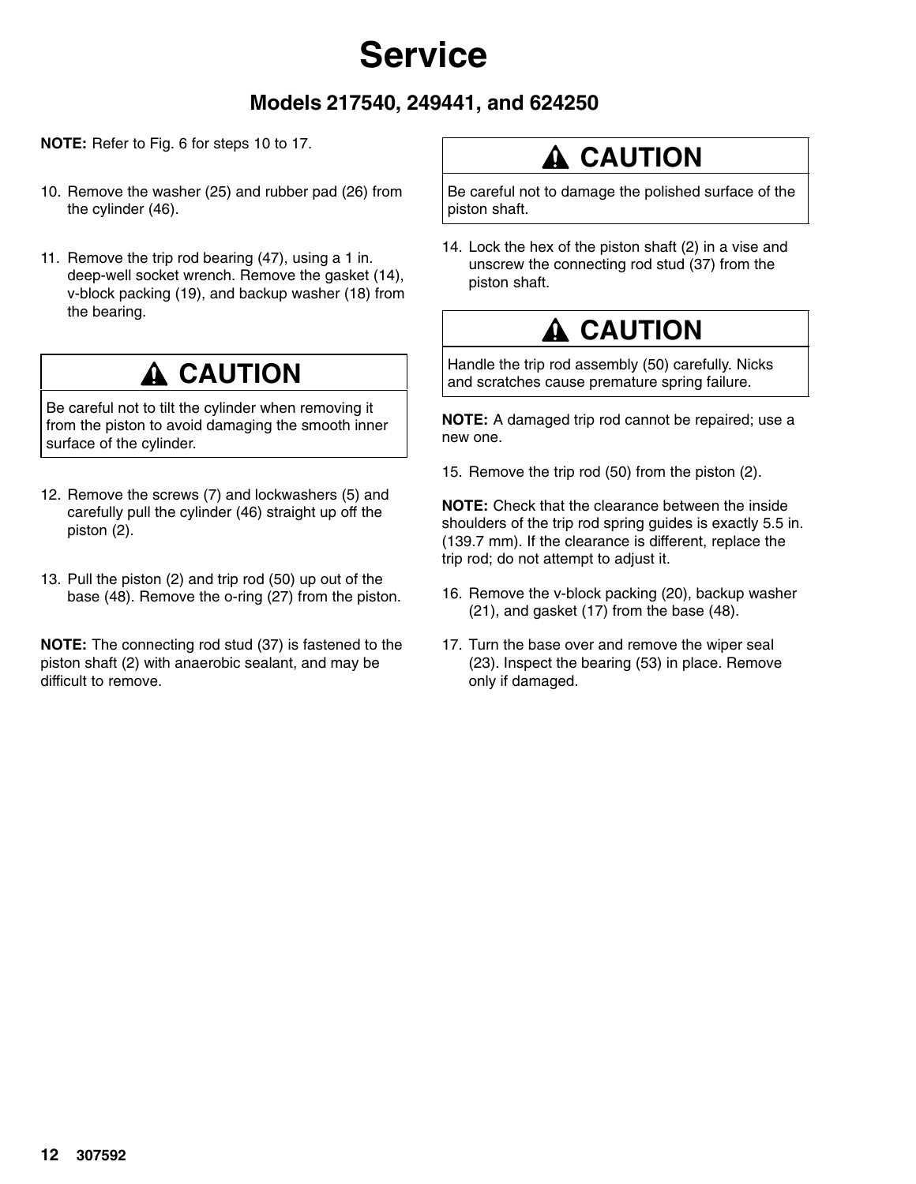# Service

## Models 217540, 249441, and 624250

**NOTE:** Refer to Fig. 6 for steps 10 to 17.

10. Remove the washer (25) and rubber pad (26) from the cylinder (46).

11. Remove the trip rod bearing (47), using a 1 in. deep-well socket wrench. Remove the gasket (14), v-block packing (19), and backup washer (18) from the bearing.

> **⚠ CAUTION**
>
> Be careful not to tilt the cylinder when removing it from the piston to avoid damaging the smooth inner surface of the cylinder.

12. Remove the screws (7) and lockwashers (5) and carefully pull the cylinder (46) straight up off the piston (2).

13. Pull the piston (2) and trip rod (50) up out of the base (48). Remove the o-ring (27) from the piston.

**NOTE:** The connecting rod stud (37) is fastened to the piston shaft (2) with anaerobic sealant, and may be difficult to remove.

> **⚠ CAUTION**
>
> Be careful not to damage the polished surface of the piston shaft.

14. Lock the hex of the piston shaft (2) in a vise and unscrew the connecting rod stud (37) from the piston shaft.

> **⚠ CAUTION**
>
> Handle the trip rod assembly (50) carefully. Nicks and scratches cause premature spring failure.

**NOTE:** A damaged trip rod cannot be repaired; use a new one.

15. Remove the trip rod (50) from the piston (2).

**NOTE:** Check that the clearance between the inside shoulders of the trip rod spring guides is exactly 5.5 in. (139.7 mm). If the clearance is different, replace the trip rod; do not attempt to adjust it.

16. Remove the v-block packing (20), backup washer (21), and gasket (17) from the base (48).

17. Turn the base over and remove the wiper seal (23). Inspect the bearing (53) in place. Remove only if damaged.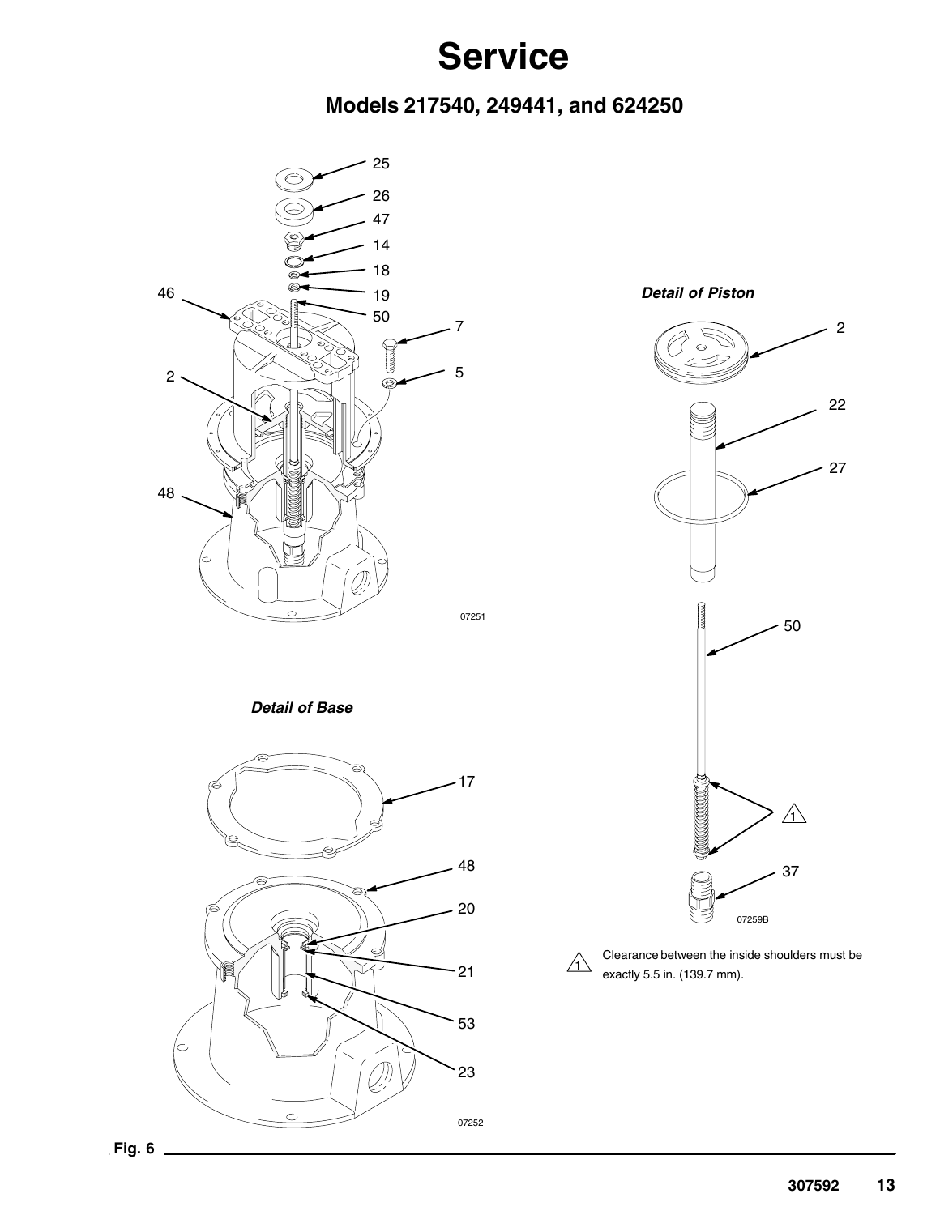# Service

## Models 217540, 249441, and 624250

*Detail of Piston*

*Detail of Base*

1 Clearance between the inside shoulders must be exactly 5.5 in. (139.7 mm).

Fig. 6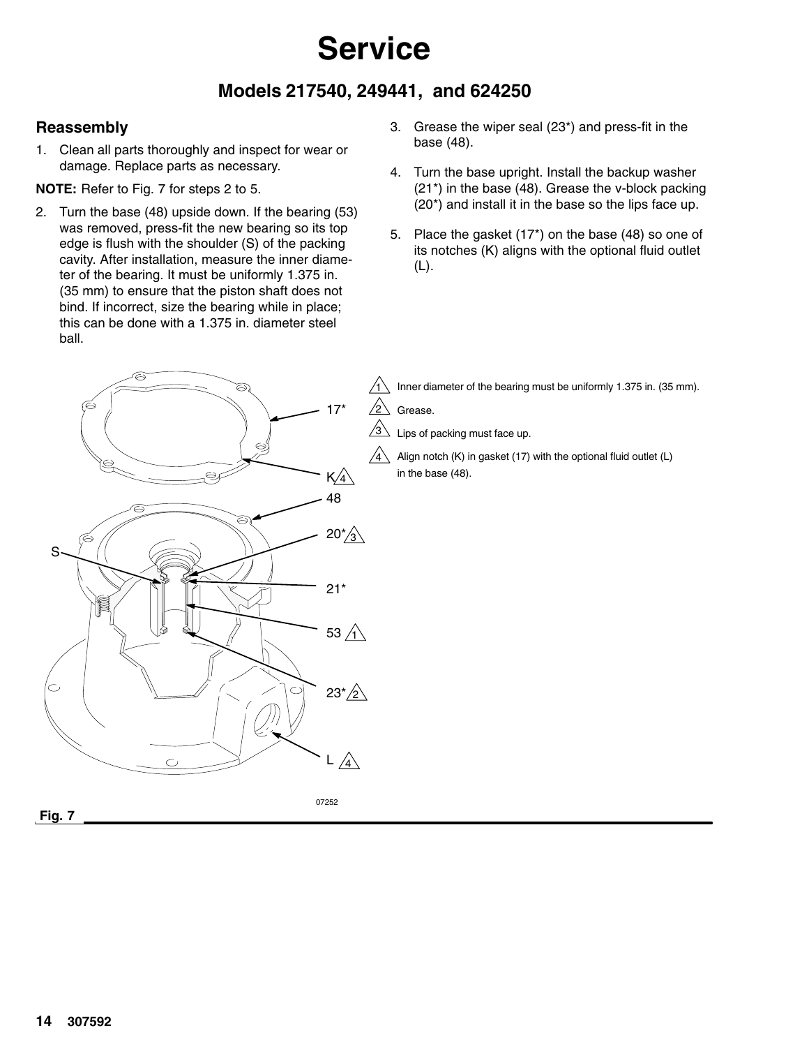# Service

## Models 217540, 249441, and 624250

### Reassembly

1. Clean all parts thoroughly and inspect for wear or damage. Replace parts as necessary.

**NOTE:** Refer to Fig. 7 for steps 2 to 5.

2. Turn the base (48) upside down. If the bearing (53) was removed, press-fit the new bearing so its top edge is flush with the shoulder (S) of the packing cavity. After installation, measure the inner diameter of the bearing. It must be uniformly 1.375 in. (35 mm) to ensure that the piston shaft does not bind. If incorrect, size the bearing while in place; this can be done with a 1.375 in. diameter steel ball.
3. Grease the wiper seal (23*) and press-fit in the base (48).
4. Turn the base upright. Install the backup washer (21*) in the base (48). Grease the v-block packing (20*) and install it in the base so the lips face up.
5. Place the gasket (17*) on the base (48) so one of its notches (K) aligns with the optional fluid outlet (L).

1. Inner diameter of the bearing must be uniformly 1.375 in. (35 mm).
2. Grease.
3. Lips of packing must face up.
4. Align notch (K) in gasket (17) with the optional fluid outlet (L) in the base (48).

Fig. 7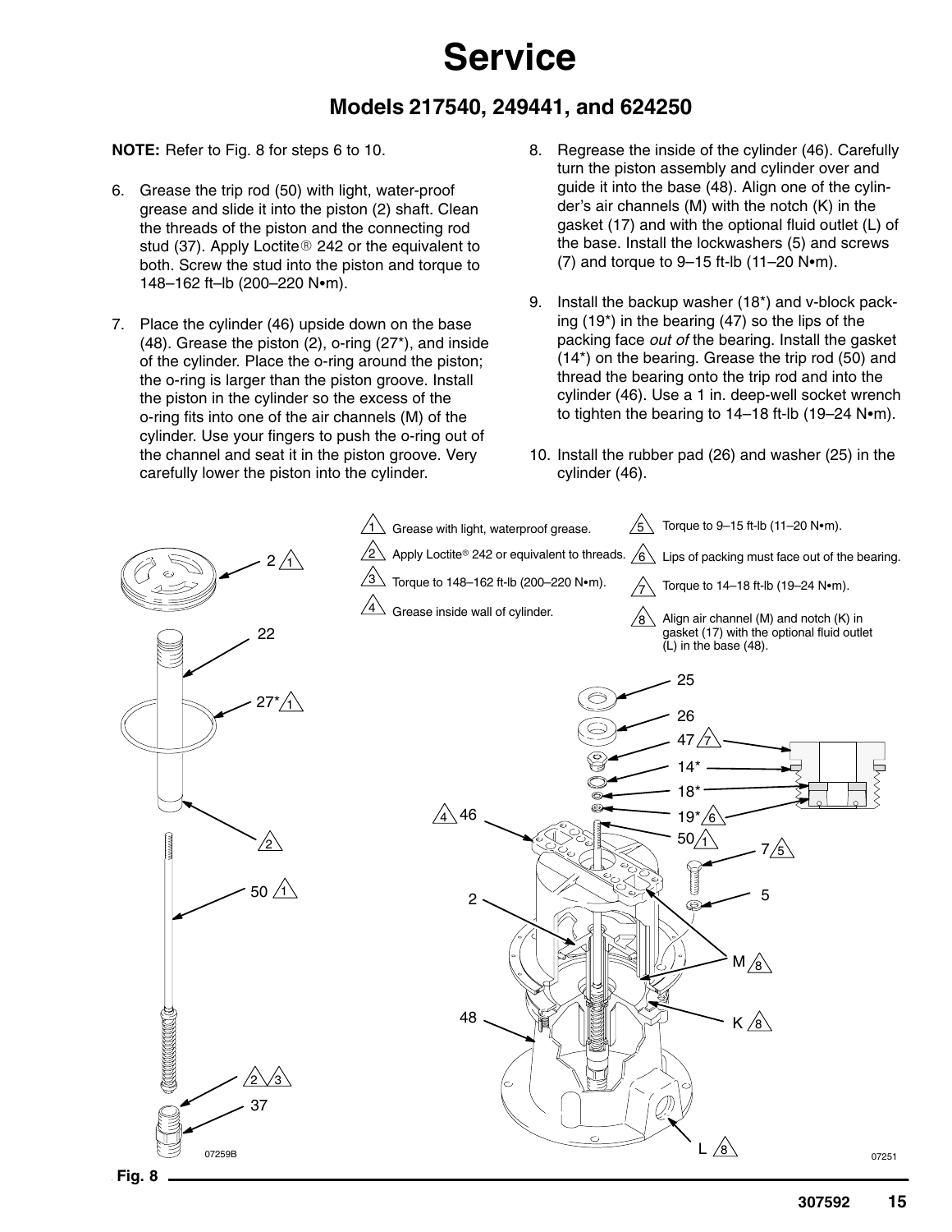# Service

## Models 217540, 249441, and 624250

**NOTE:** Refer to Fig. 8 for steps 6 to 10.

6. Grease the trip rod (50) with light, water-proof grease and slide it into the piston (2) shaft. Clean the threads of the piston and the connecting rod stud (37). Apply Loctite® 242 or the equivalent to both. Screw the stud into the piston and torque to 148–162 ft–lb (200–220 N•m).

7. Place the cylinder (46) upside down on the base (48). Grease the piston (2), o-ring (27*), and inside of the cylinder. Place the o-ring around the piston; the o-ring is larger than the piston groove. Install the piston in the cylinder so the excess of the o-ring fits into one of the air channels (M) of the cylinder. Use your fingers to push the o-ring out of the channel and seat it in the piston groove. Very carefully lower the piston into the cylinder.

8. Regrease the inside of the cylinder (46). Carefully turn the piston assembly and cylinder over and guide it into the base (48). Align one of the cylinder's air channels (M) with the notch (K) in the gasket (17) and with the optional fluid outlet (L) of the base. Install the lockwashers (5) and screws (7) and torque to 9–15 ft-lb (11–20 N•m).

9. Install the backup washer (18*) and v-block packing (19*) in the bearing (47) so the lips of the packing face *out of* the bearing. Install the gasket (14*) on the bearing. Grease the trip rod (50) and thread the bearing onto the trip rod and into the cylinder (46). Use a 1 in. deep-well socket wrench to tighten the bearing to 14–18 ft-lb (19–24 N•m).

10. Install the rubber pad (26) and washer (25) in the cylinder (46).

1. Grease with light, waterproof grease.
2. Apply Loctite® 242 or equivalent to threads.
3. Torque to 148–162 ft-lb (200–220 N•m).
4. Grease inside wall of cylinder.
5. Torque to 9–15 ft-lb (11–20 N•m).
6. Lips of packing must face out of the bearing.
7. Torque to 14–18 ft-lb (19–24 N•m).
8. Align air channel (M) and notch (K) in gasket (17) with the optional fluid outlet (L) in the base (48).

Fig. 8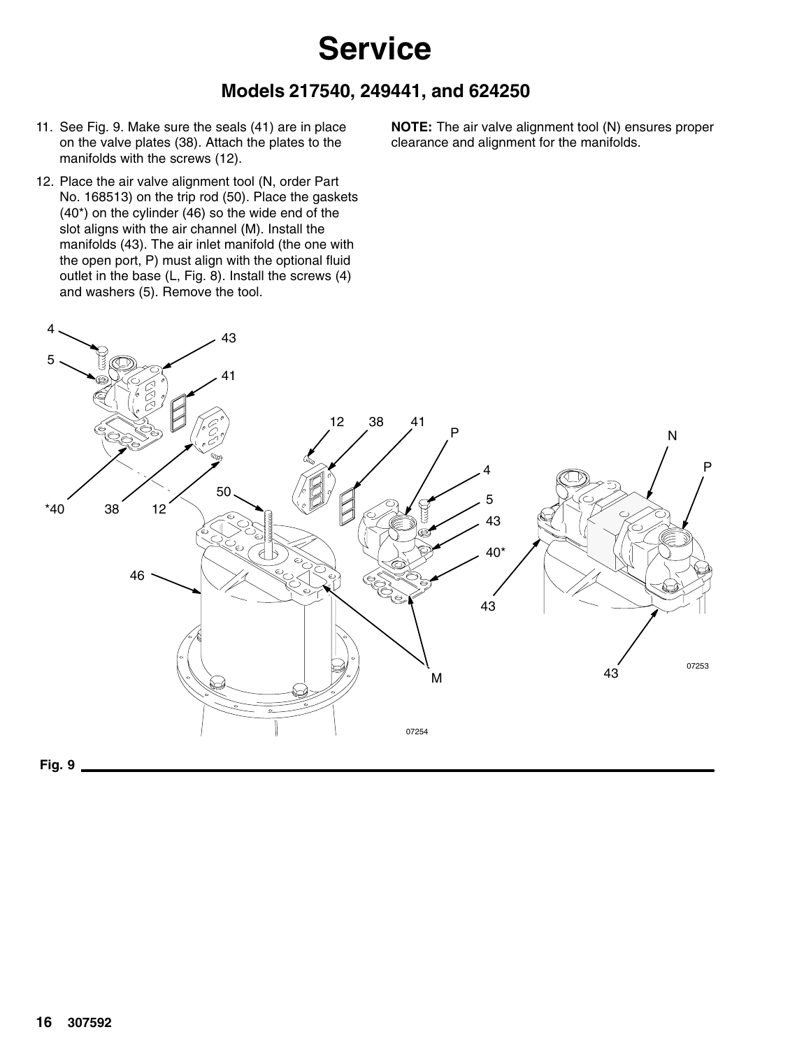# Service

## Models 217540, 249441, and 624250

11. See Fig. 9. Make sure the seals (41) are in place on the valve plates (38). Attach the plates to the manifolds with the screws (12).
12. Place the air valve alignment tool (N, order Part No. 168513) on the trip rod (50). Place the gaskets (40*) on the cylinder (46) so the wide end of the slot aligns with the air channel (M). Install the manifolds (43). The air inlet manifold (the one with the open port, P) must align with the optional fluid outlet in the base (L, Fig. 8). Install the screws (4) and washers (5). Remove the tool.

**NOTE:** The air valve alignment tool (N) ensures proper clearance and alignment for the manifolds.

Fig. 9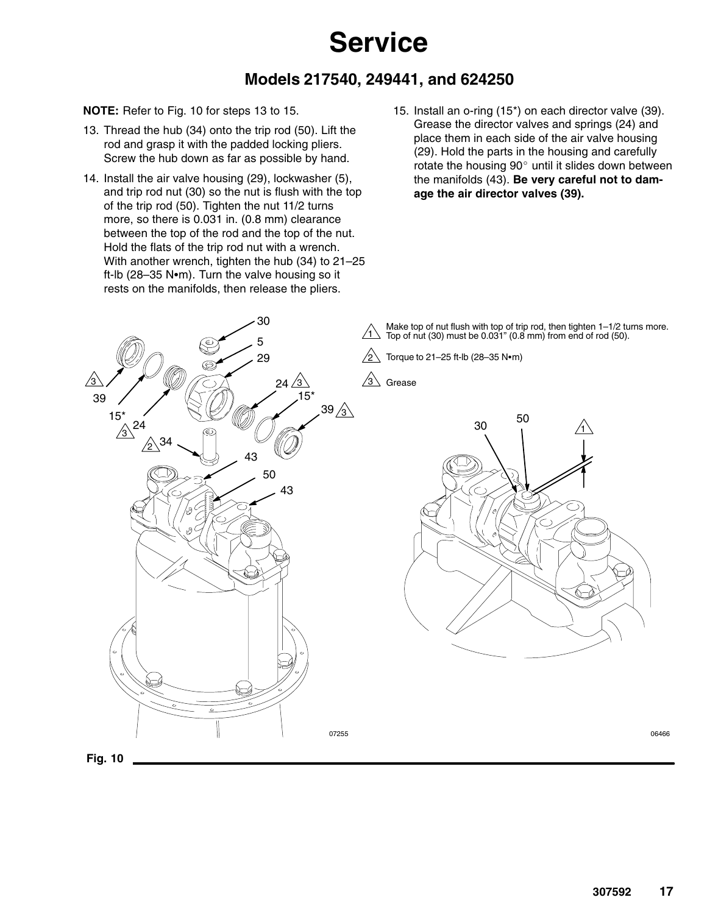# Service

## Models 217540, 249441, and 624250

**NOTE:** Refer to Fig. 10 for steps 13 to 15.

13. Thread the hub (34) onto the trip rod (50). Lift the rod and grasp it with the padded locking pliers. Screw the hub down as far as possible by hand.
14. Install the air valve housing (29), lockwasher (5), and trip rod nut (30) so the nut is flush with the top of the trip rod (50). Tighten the nut 11/2 turns more, so there is 0.031 in. (0.8 mm) clearance between the top of the rod and the top of the nut. Hold the flats of the trip rod nut with a wrench. With another wrench, tighten the hub (34) to 21–25 ft-lb (28–35 N•m). Turn the valve housing so it rests on the manifolds, then release the pliers.
15. Install an o-ring (15*) on each director valve (39). Grease the director valves and springs (24) and place them in each side of the air valve housing (29). Hold the parts in the housing and carefully rotate the housing 90° until it slides down between the manifolds (43). **Be very careful not to damage the air director valves (39).**

1. Make top of nut flush with top of trip rod, then tighten 1–1/2 turns more. Top of nut (30) must be 0.031" (0.8 mm) from end of rod (50).
2. Torque to 21–25 ft-lb (28–35 N•m)
3. Grease

Fig. 10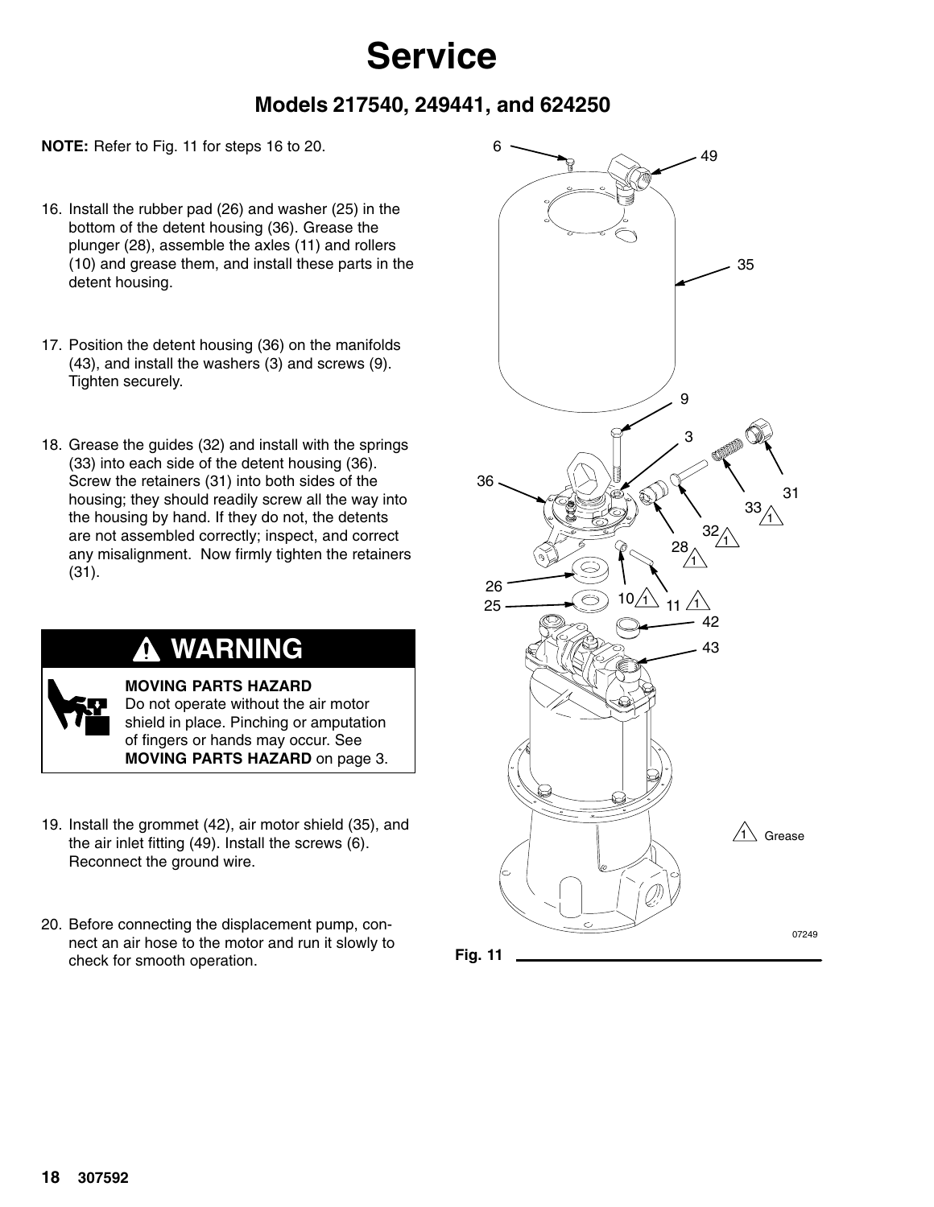// Service

## Models 217540, 249441, and 624250

**NOTE:** Refer to Fig. 11 for steps 16 to 20.

16. Install the rubber pad (26) and washer (25) in the bottom of the detent housing (36). Grease the plunger (28), assemble the axles (11) and rollers (10) and grease them, and install these parts in the detent housing.

17. Position the detent housing (36) on the manifolds (43), and install the washers (3) and screws (9). Tighten securely.

18. Grease the guides (32) and install with the springs (33) into each side of the detent housing (36). Screw the retainers (31) into both sides of the housing; they should readily screw all the way into the housing by hand. If they do not, the detents are not assembled correctly; inspect, and correct any misalignment. Now firmly tighten the retainers (31).

> **⚠ WARNING**
>
> **MOVING PARTS HAZARD**
> Do not operate without the air motor shield in place. Pinching or amputation of fingers or hands may occur. See **MOVING PARTS HAZARD** on page 3.

19. Install the grommet (42), air motor shield (35), and the air inlet fitting (49). Install the screws (6). Reconnect the ground wire.

20. Before connecting the displacement pump, connect an air hose to the motor and run it slowly to check for smooth operation.

1 Grease

07249

**Fig. 11**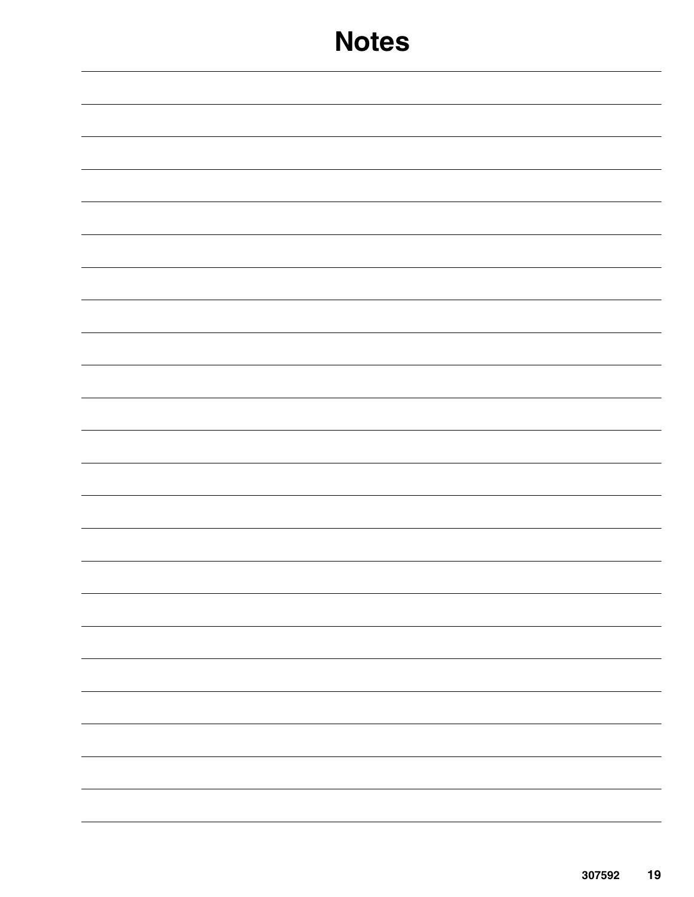# Notes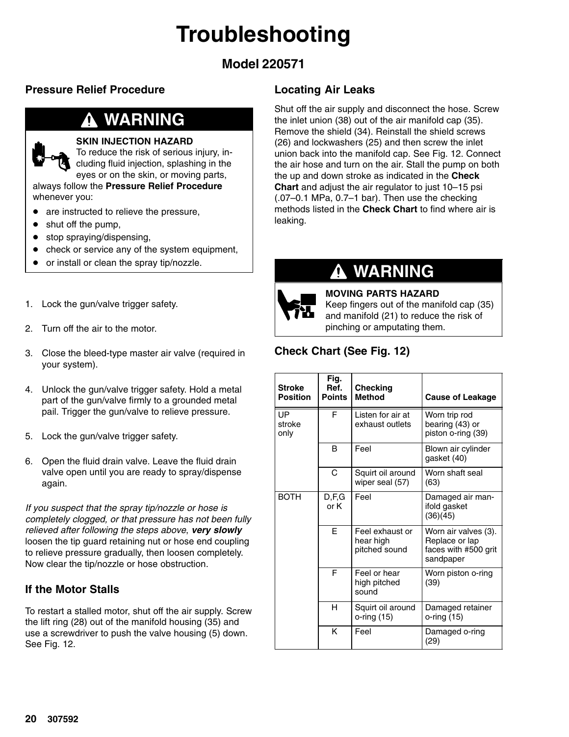# Troubleshooting

## Model 220571

### Pressure Relief Procedure

**⚠ WARNING**

**SKIN INJECTION HAZARD**
To reduce the risk of serious injury, including fluid injection, splashing in the eyes or on the skin, or moving parts, always follow the **Pressure Relief Procedure** whenever you:

- are instructed to relieve the pressure,
- shut off the pump,
- stop spraying/dispensing,
- check or service any of the system equipment,
- or install or clean the spray tip/nozzle.

1. Lock the gun/valve trigger safety.
2. Turn off the air to the motor.
3. Close the bleed-type master air valve (required in your system).
4. Unlock the gun/valve trigger safety. Hold a metal part of the gun/valve firmly to a grounded metal pail. Trigger the gun/valve to relieve pressure.
5. Lock the gun/valve trigger safety.
6. Open the fluid drain valve. Leave the fluid drain valve open until you are ready to spray/dispense again.

*If you suspect that the spray tip/nozzle or hose is completely clogged, or that pressure has not been fully relieved after following the steps above*, ***very slowly*** loosen the tip guard retaining nut or hose end coupling to relieve pressure gradually, then loosen completely. Now clear the tip/nozzle or hose obstruction.

### If the Motor Stalls

To restart a stalled motor, shut off the air supply. Screw the lift ring (28) out of the manifold housing (35) and use a screwdriver to push the valve housing (5) down. See Fig. 12.

### Locating Air Leaks

Shut off the air supply and disconnect the hose. Screw the inlet union (38) out of the air manifold cap (35). Remove the shield (34). Reinstall the shield screws (26) and lockwashers (25) and then screw the inlet union back into the manifold cap. See Fig. 12. Connect the air hose and turn on the air. Stall the pump on both the up and down stroke as indicated in the **Check Chart** and adjust the air regulator to just 10–15 psi (.07–0.1 MPa, 0.7–1 bar). Then use the checking methods listed in the **Check Chart** to find where air is leaking.

**⚠ WARNING**

**MOVING PARTS HAZARD**
Keep fingers out of the manifold cap (35) and manifold (21) to reduce the risk of pinching or amputating them.

### Check Chart (See Fig. 12)

| Stroke Position | Fig. Ref. Points | Checking Method | Cause of Leakage |
|---|---|---|---|
| UP stroke only | F | Listen for air at exhaust outlets | Worn trip rod bearing (43) or piston o-ring (39) |
| | B | Feel | Blown air cylinder gasket (40) |
| | C | Squirt oil around wiper seal (57) | Worn shaft seal (63) |
| BOTH | D,F,G or K | Feel | Damaged air manifold gasket (36)(45) |
| | E | Feel exhaust or hear high pitched sound | Worn air valves (3). Replace or lap faces with #500 grit sandpaper |
| | F | Feel or hear high pitched sound | Worn piston o-ring (39) |
| | H | Squirt oil around o-ring (15) | Damaged retainer o-ring (15) |
| | K | Feel | Damaged o-ring (29) |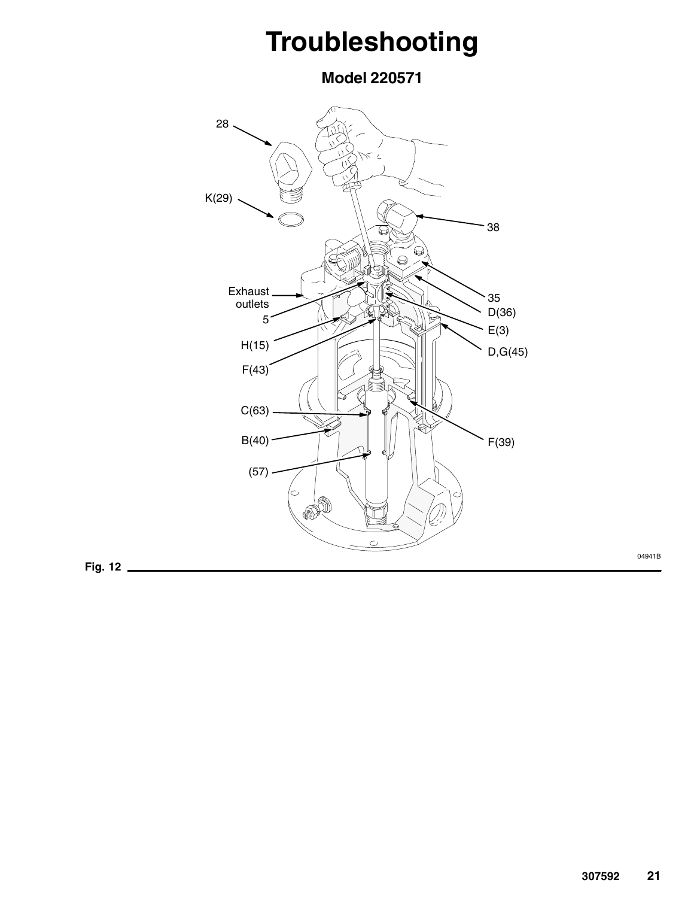# Troubleshooting

## Model 220571

28

K(29)

38

Exhaust outlets

5

H(15)

F(43)

35

D(36)

E(3)

D,G(45)

C(63)

B(40)

(57)

F(39)

04941B

Fig. 12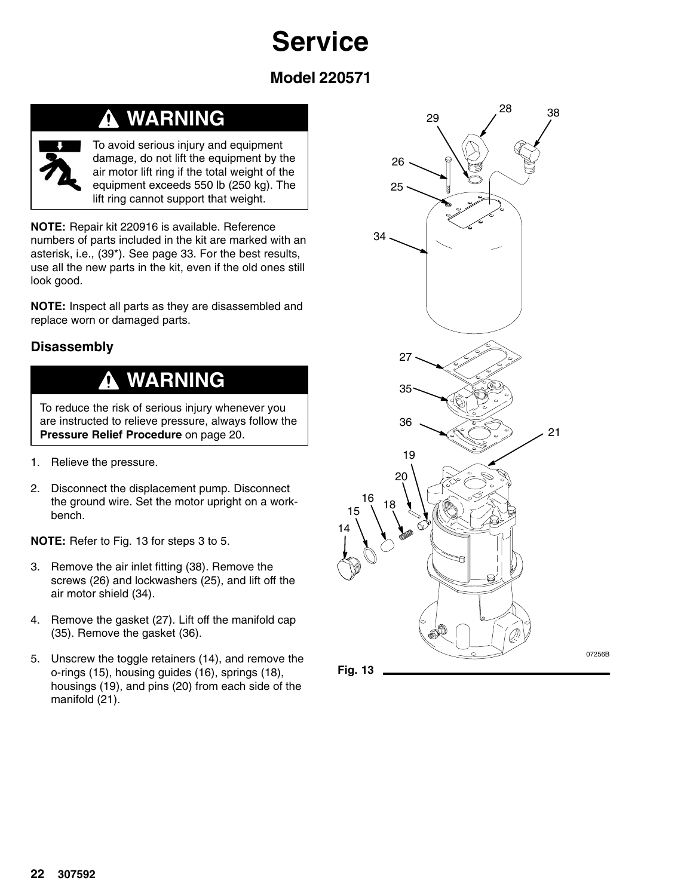# Service

## Model 220571

> **⚠ WARNING**
>
> To avoid serious injury and equipment damage, do not lift the equipment by the air motor lift ring if the total weight of the equipment exceeds 550 lb (250 kg). The lift ring cannot support that weight.

**NOTE:** Repair kit 220916 is available. Reference numbers of parts included in the kit are marked with an asterisk, i.e., (39*). See page 33. For the best results, use all the new parts in the kit, even if the old ones still look good.

**NOTE:** Inspect all parts as they are disassembled and replace worn or damaged parts.

### Disassembly

> **⚠ WARNING**
>
> To reduce the risk of serious injury whenever you are instructed to relieve pressure, always follow the **Pressure Relief Procedure** on page 20.

1. Relieve the pressure.
2. Disconnect the displacement pump. Disconnect the ground wire. Set the motor upright on a workbench.

**NOTE:** Refer to Fig. 13 for steps 3 to 5.

3. Remove the air inlet fitting (38). Remove the screws (26) and lockwashers (25), and lift off the air motor shield (34).
4. Remove the gasket (27). Lift off the manifold cap (35). Remove the gasket (36).
5. Unscrew the toggle retainers (14), and remove the o-rings (15), housing guides (16), springs (18), housings (19), and pins (20) from each side of the manifold (21).

Fig. 13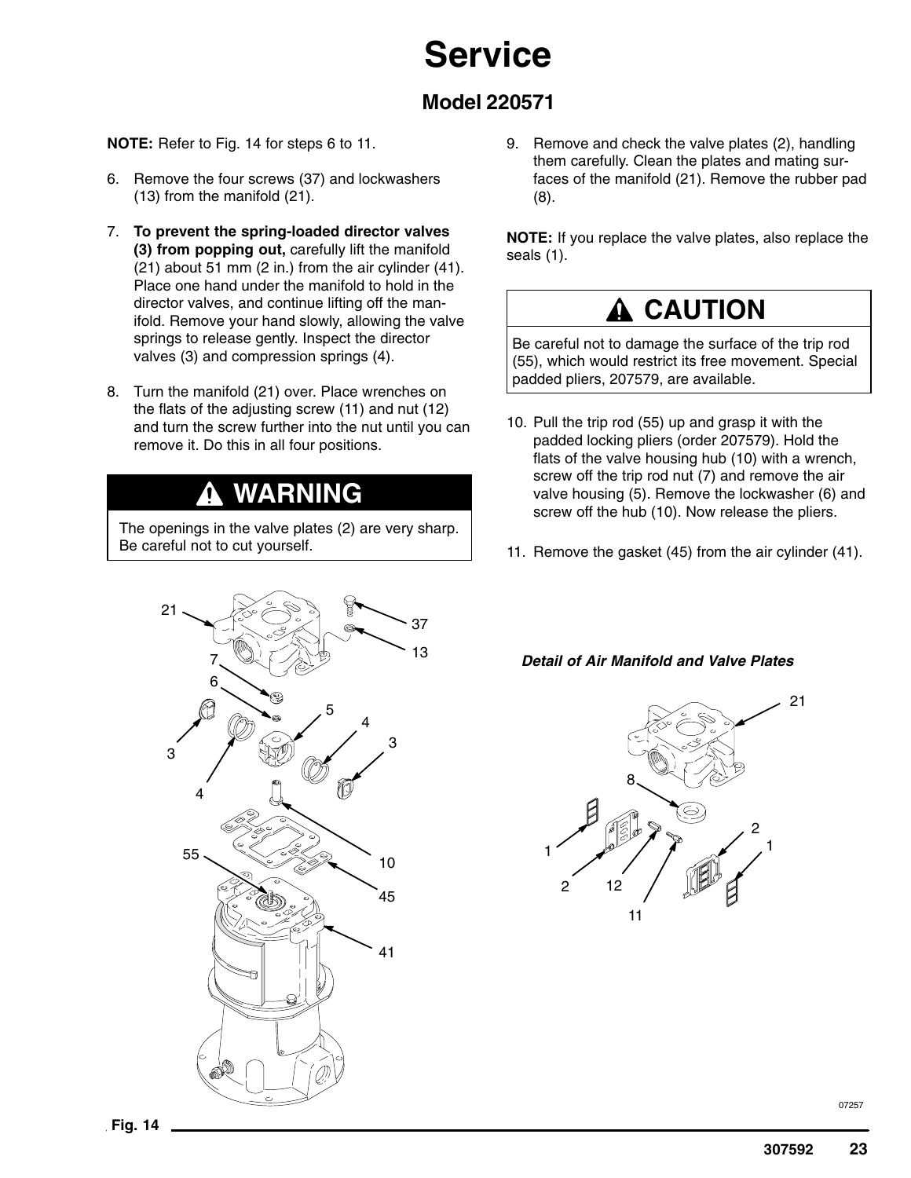# Service

## Model 220571

**NOTE:** Refer to Fig. 14 for steps 6 to 11.

6. Remove the four screws (37) and lockwashers (13) from the manifold (21).

7. **To prevent the spring-loaded director valves (3) from popping out,** carefully lift the manifold (21) about 51 mm (2 in.) from the air cylinder (41). Place one hand under the manifold to hold in the director valves, and continue lifting off the manifold. Remove your hand slowly, allowing the valve springs to release gently. Inspect the director valves (3) and compression springs (4).

8. Turn the manifold (21) over. Place wrenches on the flats of the adjusting screw (11) and nut (12) and turn the screw further into the nut until you can remove it. Do this in all four positions.

> **⚠ WARNING**
>
> The openings in the valve plates (2) are very sharp. Be careful not to cut yourself.

9. Remove and check the valve plates (2), handling them carefully. Clean the plates and mating surfaces of the manifold (21). Remove the rubber pad (8).

**NOTE:** If you replace the valve plates, also replace the seals (1).

> **⚠ CAUTION**
>
> Be careful not to damage the surface of the trip rod (55), which would restrict its free movement. Special padded pliers, 207579, are available.

10. Pull the trip rod (55) up and grasp it with the padded locking pliers (order 207579). Hold the flats of the valve housing hub (10) with a wrench, screw off the trip rod nut (7) and remove the air valve housing (5). Remove the lockwasher (6) and screw off the hub (10). Now release the pliers.

11. Remove the gasket (45) from the air cylinder (41).

*Detail of Air Manifold and Valve Plates*

07257

Fig. 14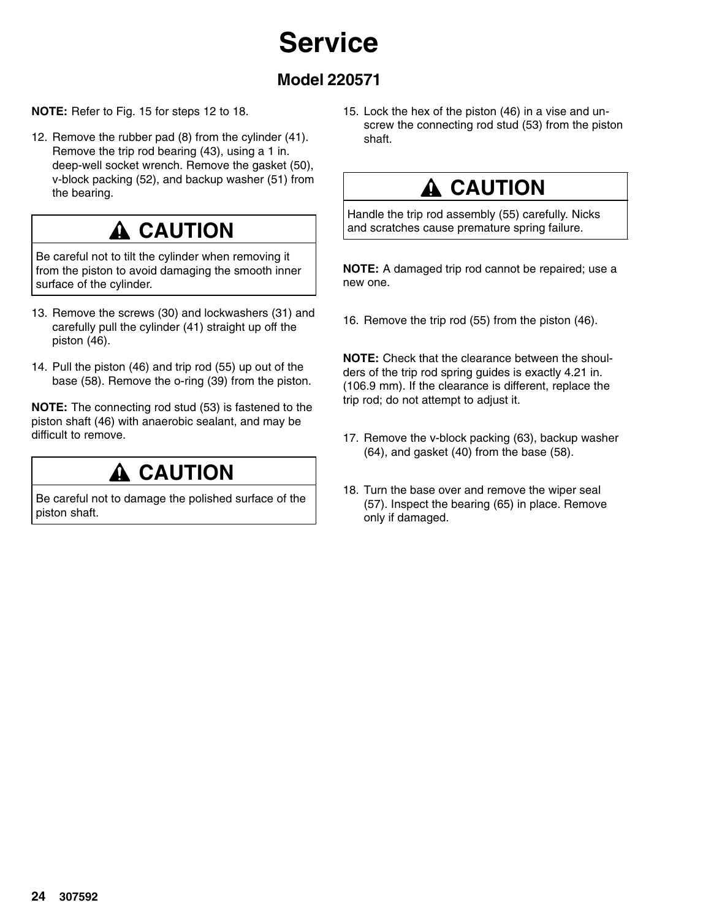# Service

## Model 220571

**NOTE:** Refer to Fig. 15 for steps 12 to 18.

12. Remove the rubber pad (8) from the cylinder (41). Remove the trip rod bearing (43), using a 1 in. deep-well socket wrench. Remove the gasket (50), v-block packing (52), and backup washer (51) from the bearing.

> **⚠ CAUTION**
>
> Be careful not to tilt the cylinder when removing it from the piston to avoid damaging the smooth inner surface of the cylinder.

13. Remove the screws (30) and lockwashers (31) and carefully pull the cylinder (41) straight up off the piston (46).

14. Pull the piston (46) and trip rod (55) up out of the base (58). Remove the o-ring (39) from the piston.

**NOTE:** The connecting rod stud (53) is fastened to the piston shaft (46) with anaerobic sealant, and may be difficult to remove.

> **⚠ CAUTION**
>
> Be careful not to damage the polished surface of the piston shaft.

15. Lock the hex of the piston (46) in a vise and unscrew the connecting rod stud (53) from the piston shaft.

> **⚠ CAUTION**
>
> Handle the trip rod assembly (55) carefully. Nicks and scratches cause premature spring failure.

**NOTE:** A damaged trip rod cannot be repaired; use a new one.

16. Remove the trip rod (55) from the piston (46).

**NOTE:** Check that the clearance between the shoulders of the trip rod spring guides is exactly 4.21 in. (106.9 mm). If the clearance is different, replace the trip rod; do not attempt to adjust it.

17. Remove the v-block packing (63), backup washer (64), and gasket (40) from the base (58).

18. Turn the base over and remove the wiper seal (57). Inspect the bearing (65) in place. Remove only if damaged.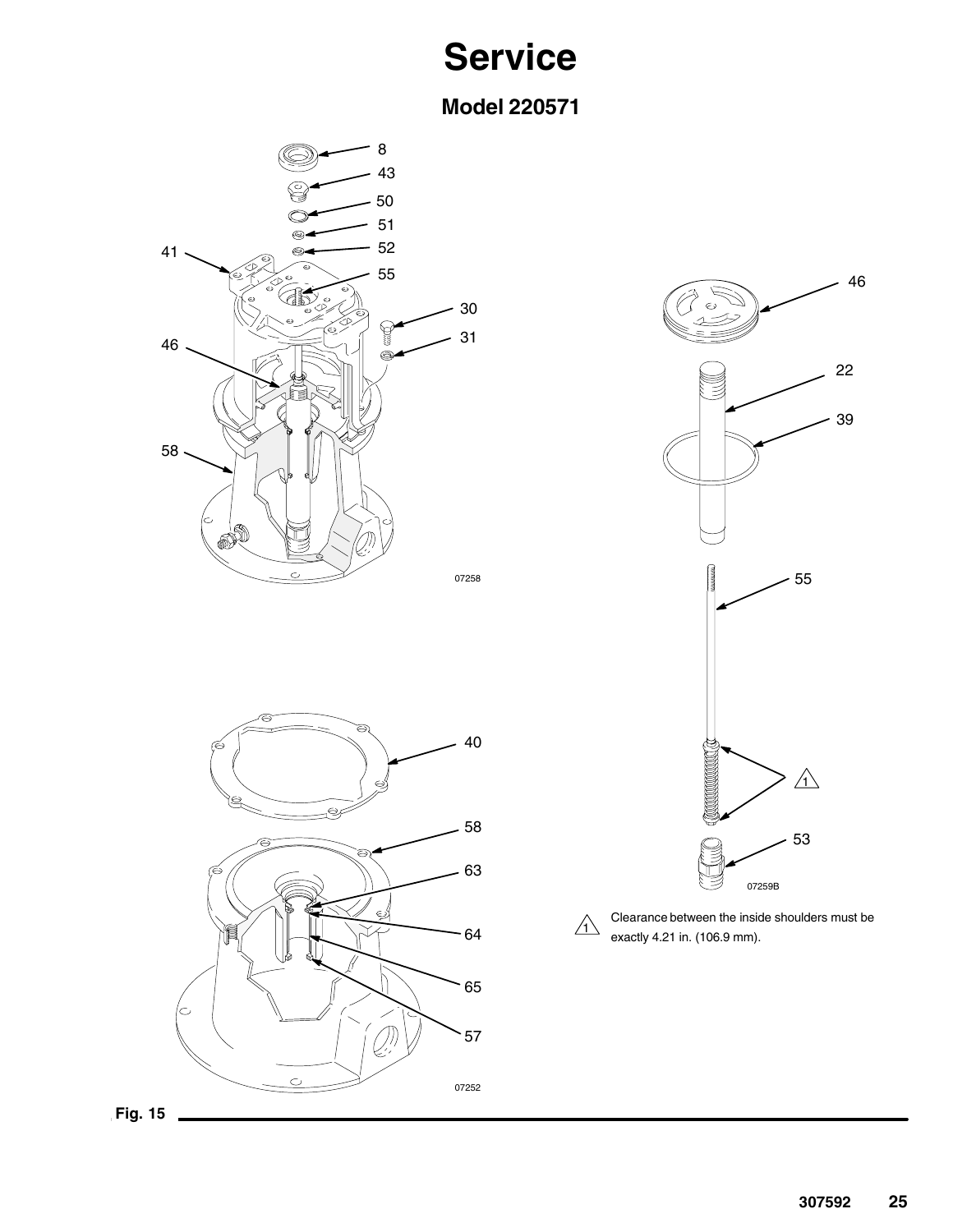# Service

## Model 220571

8
43
50
51
52
41
55
30
31
46
58

07258

46
22
39

55

1

53

07259B

1 Clearance between the inside shoulders must be exactly 4.21 in. (106.9 mm).

40
58
63
64
65
57

07252

**Fig. 15**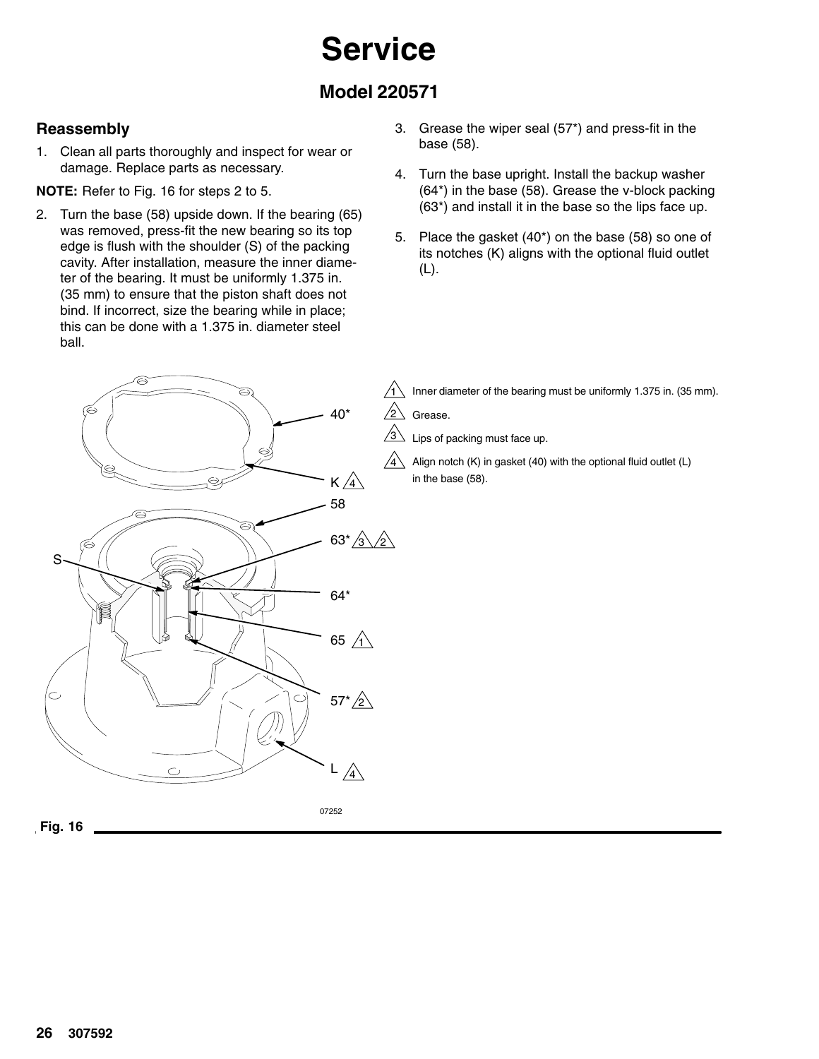# Service

## Model 220571

### Reassembly

1. Clean all parts thoroughly and inspect for wear or damage. Replace parts as necessary.

**NOTE:** Refer to Fig. 16 for steps 2 to 5.

2. Turn the base (58) upside down. If the bearing (65) was removed, press-fit the new bearing so its top edge is flush with the shoulder (S) of the packing cavity. After installation, measure the inner diameter of the bearing. It must be uniformly 1.375 in. (35 mm) to ensure that the piston shaft does not bind. If incorrect, size the bearing while in place; this can be done with a 1.375 in. diameter steel ball.
3. Grease the wiper seal (57*) and press-fit in the base (58).
4. Turn the base upright. Install the backup washer (64*) in the base (58). Grease the v-block packing (63*) and install it in the base so the lips face up.
5. Place the gasket (40*) on the base (58) so one of its notches (K) aligns with the optional fluid outlet (L).

1 Inner diameter of the bearing must be uniformly 1.375 in. (35 mm).

2 Grease.

3 Lips of packing must face up.

4 Align notch (K) in gasket (40) with the optional fluid outlet (L) in the base (58).

40*, K 4, 58, 63* 3 2, S, 64*, 65 1, 57* 2, L 4

07252

Fig. 16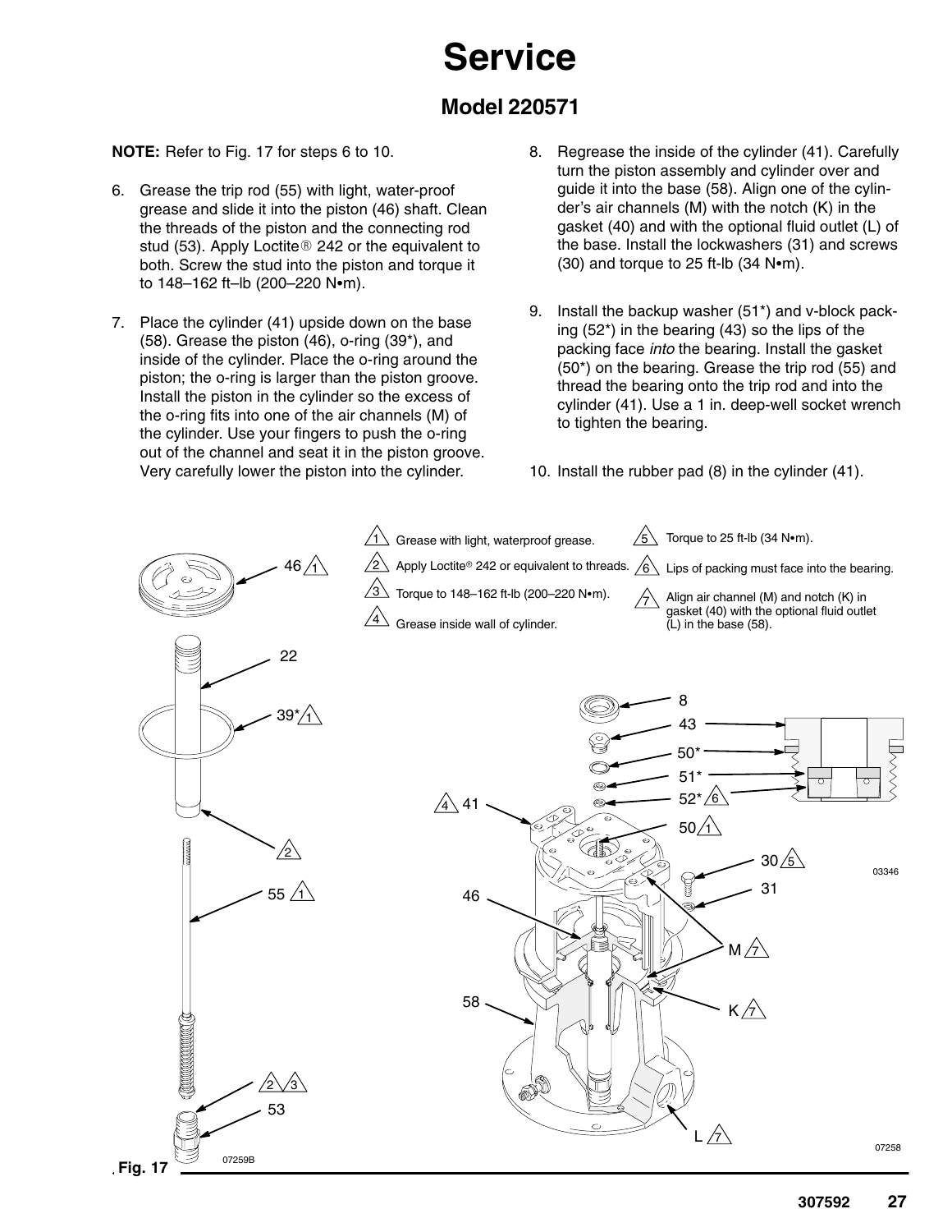# Service

## Model 220571

**NOTE:** Refer to Fig. 17 for steps 6 to 10.

6. Grease the trip rod (55) with light, water-proof grease and slide it into the piston (46) shaft. Clean the threads of the piston and the connecting rod stud (53). Apply Loctite® 242 or the equivalent to both. Screw the stud into the piston and torque it to 148–162 ft–lb (200–220 N•m).

7. Place the cylinder (41) upside down on the base (58). Grease the piston (46), o-ring (39*), and inside of the cylinder. Place the o-ring around the piston; the o-ring is larger than the piston groove. Install the piston in the cylinder so the excess of the o-ring fits into one of the air channels (M) of the cylinder. Use your fingers to push the o-ring out of the channel and seat it in the piston groove. Very carefully lower the piston into the cylinder.

8. Regrease the inside of the cylinder (41). Carefully turn the piston assembly and cylinder over and guide it into the base (58). Align one of the cylinder's air channels (M) with the notch (K) in the gasket (40) and with the optional fluid outlet (L) of the base. Install the lockwashers (31) and screws (30) and torque to 25 ft-lb (34 N•m).

9. Install the backup washer (51*) and v-block packing (52*) in the bearing (43) so the lips of the packing face *into* the bearing. Install the gasket (50*) on the bearing. Grease the trip rod (55) and thread the bearing onto the trip rod and into the cylinder (41). Use a 1 in. deep-well socket wrench to tighten the bearing.

10. Install the rubber pad (8) in the cylinder (41).

1. Grease with light, waterproof grease.
2. Apply Loctite® 242 or equivalent to threads.
3. Torque to 148–162 ft-lb (200–220 N•m).
4. Grease inside wall of cylinder.
5. Torque to 25 ft-lb (34 N•m).
6. Lips of packing must face into the bearing.
7. Align air channel (M) and notch (K) in gasket (40) with the optional fluid outlet (L) in the base (58).

Fig. 17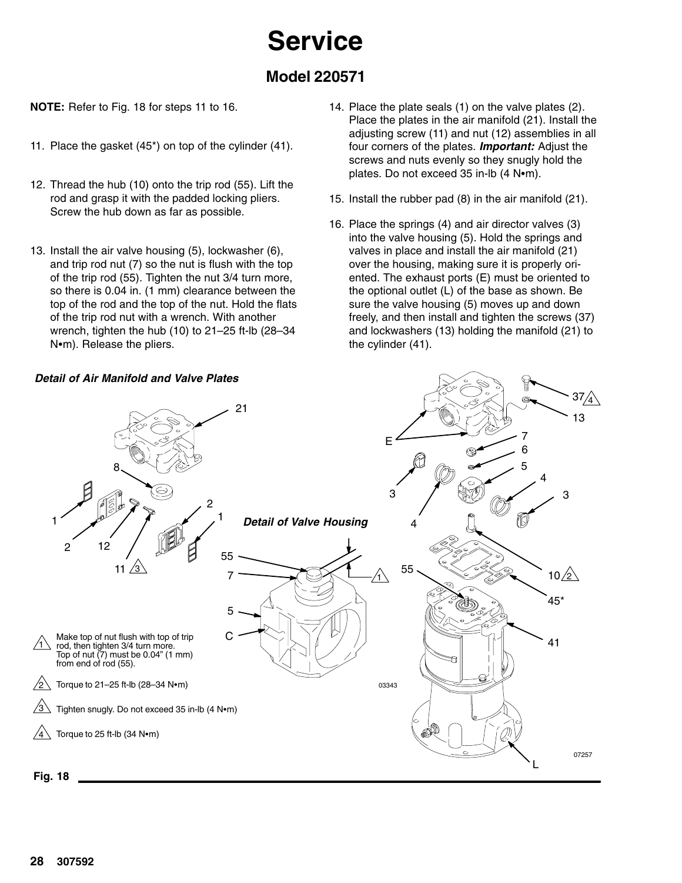# Service

## Model 220571

**NOTE:** Refer to Fig. 18 for steps 11 to 16.

11. Place the gasket (45*) on top of the cylinder (41).

12. Thread the hub (10) onto the trip rod (55). Lift the rod and grasp it with the padded locking pliers. Screw the hub down as far as possible.

13. Install the air valve housing (5), lockwasher (6), and trip rod nut (7) so the nut is flush with the top of the trip rod (55). Tighten the nut 3/4 turn more, so there is 0.04 in. (1 mm) clearance between the top of the rod and the top of the nut. Hold the flats of the trip rod nut with a wrench. With another wrench, tighten the hub (10) to 21–25 ft-lb (28–34 N•m). Release the pliers.

14. Place the plate seals (1) on the valve plates (2). Place the plates in the air manifold (21). Install the adjusting screw (11) and nut (12) assemblies in all four corners of the plates. ***Important:*** Adjust the screws and nuts evenly so they snugly hold the plates. Do not exceed 35 in-lb (4 N•m).

15. Install the rubber pad (8) in the air manifold (21).

16. Place the springs (4) and air director valves (3) into the valve housing (5). Hold the springs and valves in place and install the air manifold (21) over the housing, making sure it is properly oriented. The exhaust ports (E) must be oriented to the optional outlet (L) of the base as shown. Be sure the valve housing (5) moves up and down freely, and then install and tighten the screws (37) and lockwashers (13) holding the manifold (21) to the cylinder (41).

***Detail of Air Manifold and Valve Plates***

***Detail of Valve Housing***

1. Make top of nut flush with top of trip rod, then tighten 3/4 turn more. Top of nut (7) must be 0.04" (1 mm) from end of rod (55).
2. Torque to 21–25 ft-lb (28–34 N•m)
3. Tighten snugly. Do not exceed 35 in-lb (4 N•m)
4. Torque to 25 ft-lb (34 N•m)

**Fig. 18**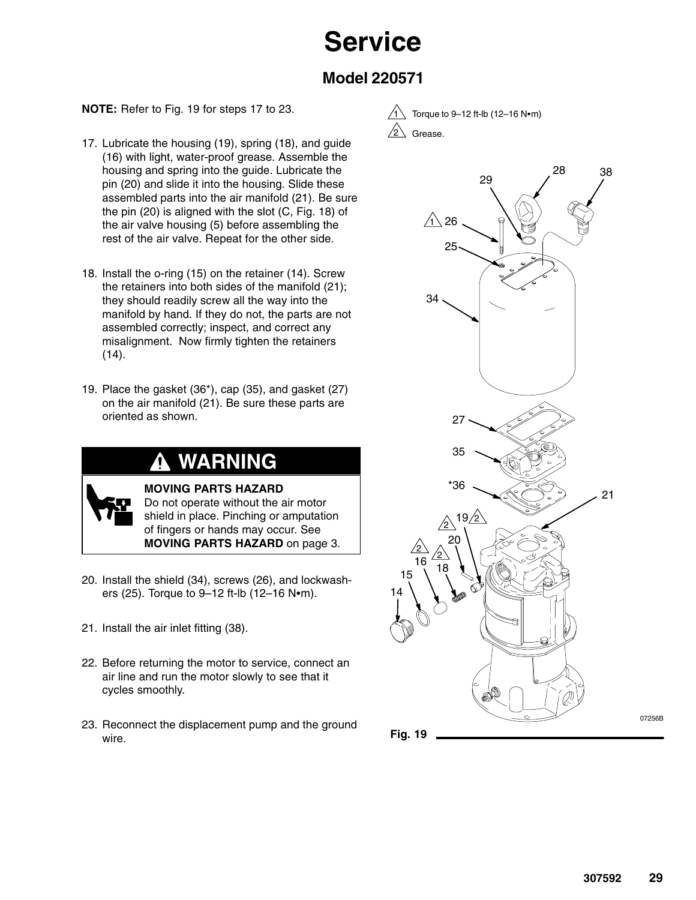# Service

## Model 220571

**NOTE:** Refer to Fig. 19 for steps 17 to 23.

17. Lubricate the housing (19), spring (18), and guide (16) with light, water-proof grease. Assemble the housing and spring into the guide. Lubricate the pin (20) and slide it into the housing. Slide these assembled parts into the air manifold (21). Be sure the pin (20) is aligned with the slot (C, Fig. 18) of the air valve housing (5) before assembling the rest of the air valve. Repeat for the other side.

18. Install the o-ring (15) on the retainer (14). Screw the retainers into both sides of the manifold (21); they should readily screw all the way into the manifold by hand. If they do not, the parts are not assembled correctly; inspect, and correct any misalignment. Now firmly tighten the retainers (14).

19. Place the gasket (36*), cap (35), and gasket (27) on the air manifold (21). Be sure these parts are oriented as shown.

> **⚠ WARNING**
>
> **MOVING PARTS HAZARD**
> Do not operate without the air motor shield in place. Pinching or amputation of fingers or hands may occur. See **MOVING PARTS HAZARD** on page 3.

20. Install the shield (34), screws (26), and lockwashers (25). Torque to 9–12 ft-lb (12–16 N•m).

21. Install the air inlet fitting (38).

22. Before returning the motor to service, connect an air line and run the motor slowly to see that it cycles smoothly.

23. Reconnect the displacement pump and the ground wire.

1 Torque to 9–12 ft-lb (12–16 N•m)

2 Grease.

07256B

Fig. 19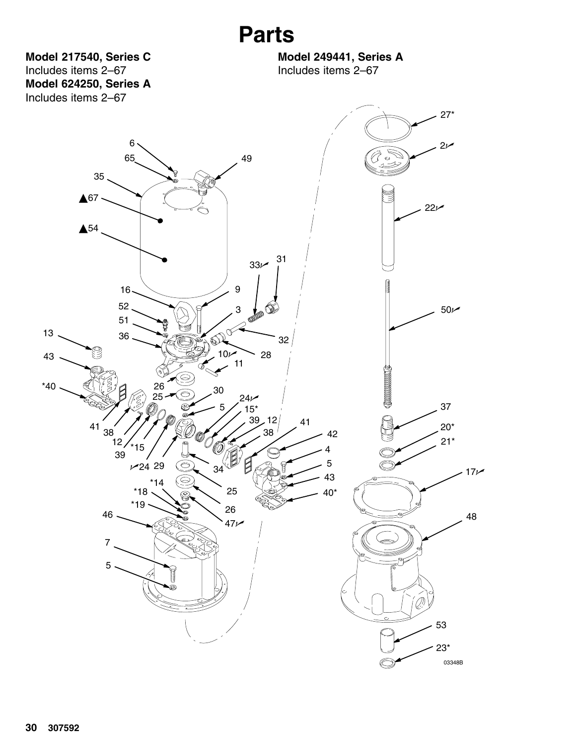# Parts

**Model 217540, Series C**
Includes items 2–67

**Model 624250, Series A**
Includes items 2–67

**Model 249441, Series A**
Includes items 2–67

03348B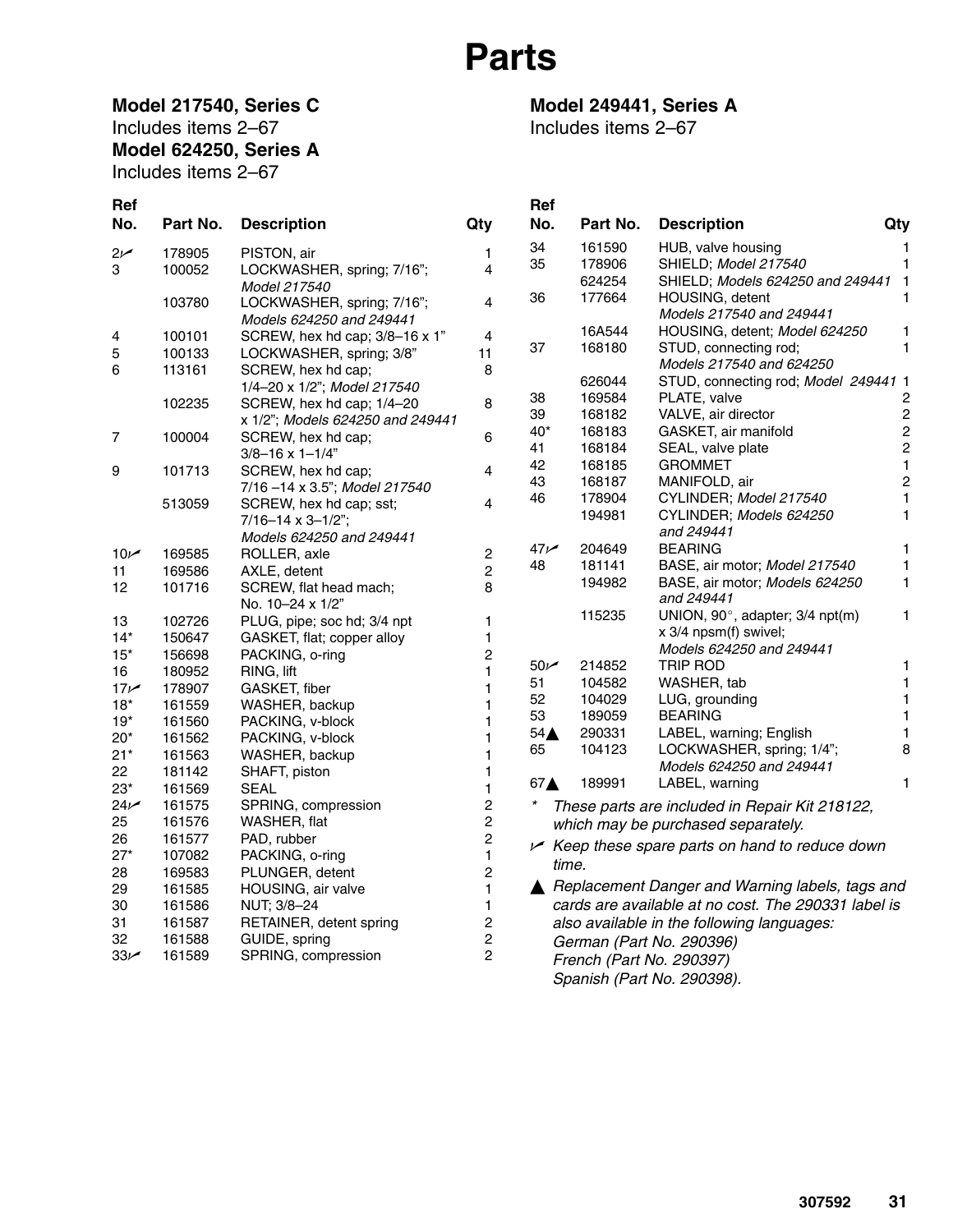# Parts

**Model 217540, Series C**
Includes items 2–67
**Model 624250, Series A**
Includes items 2–67

**Model 249441, Series A**
Includes items 2–67

| Ref No. | Part No. | Description | Qty |
|---|---|---|---|
| 2✓ | 178905 | PISTON, air | 1 |
| 3 | 100052 | LOCKWASHER, spring; 7/16"; *Model 217540* | 4 |
| | 103780 | LOCKWASHER, spring; 7/16"; *Models 624250 and 249441* | 4 |
| 4 | 100101 | SCREW, hex hd cap; 3/8–16 x 1" | 4 |
| 5 | 100133 | LOCKWASHER, spring; 3/8" | 11 |
| 6 | 113161 | SCREW, hex hd cap; 1/4–20 x 1/2"; *Model 217540* | 8 |
| | 102235 | SCREW, hex hd cap; 1/4–20 x 1/2"; *Models 624250 and 249441* | 8 |
| 7 | 100004 | SCREW, hex hd cap; 3/8–16 x 1–1/4" | 6 |
| 9 | 101713 | SCREW, hex hd cap; 7/16 –14 x 3.5"; *Model 217540* | 4 |
| | 513059 | SCREW, hex hd cap; sst; 7/16–14 x 3–1/2"; *Models 624250 and 249441* | 4 |
| 10✓ | 169585 | ROLLER, axle | 2 |
| 11 | 169586 | AXLE, detent | 2 |
| 12 | 101716 | SCREW, flat head mach; No. 10–24 x 1/2" | 8 |
| 13 | 102726 | PLUG, pipe; soc hd; 3/4 npt | 1 |
| 14* | 150647 | GASKET, flat; copper alloy | 1 |
| 15* | 156698 | PACKING, o-ring | 2 |
| 16 | 180952 | RING, lift | 1 |
| 17✓ | 178907 | GASKET, fiber | 1 |
| 18* | 161559 | WASHER, backup | 1 |
| 19* | 161560 | PACKING, v-block | 1 |
| 20* | 161562 | PACKING, v-block | 1 |
| 21* | 161563 | WASHER, backup | 1 |
| 22 | 181142 | SHAFT, piston | 1 |
| 23* | 161569 | SEAL | 1 |
| 24✓ | 161575 | SPRING, compression | 2 |
| 25 | 161576 | WASHER, flat | 2 |
| 26 | 161577 | PAD, rubber | 2 |
| 27* | 107082 | PACKING, o-ring | 1 |
| 28 | 169583 | PLUNGER, detent | 2 |
| 29 | 161585 | HOUSING, air valve | 1 |
| 30 | 161586 | NUT; 3/8–24 | 1 |
| 31 | 161587 | RETAINER, detent spring | 2 |
| 32 | 161588 | GUIDE, spring | 2 |
| 33✓ | 161589 | SPRING, compression | 2 |
| 34 | 161590 | HUB, valve housing | 1 |
| 35 | 178906 | SHIELD; *Model 217540* | 1 |
| | 624254 | SHIELD; *Models 624250 and 249441* | 1 |
| 36 | 177664 | HOUSING, detent *Models 217540 and 249441* | 1 |
| | 16A544 | HOUSING, detent; *Model 624250* | 1 |
| 37 | 168180 | STUD, connecting rod; *Models 217540 and 624250* | 1 |
| | 626044 | STUD, connecting rod; *Model 249441* | 1 |
| 38 | 169584 | PLATE, valve | 2 |
| 39 | 168182 | VALVE, air director | 2 |
| 40* | 168183 | GASKET, air manifold | 2 |
| 41 | 168184 | SEAL, valve plate | 2 |
| 42 | 168185 | GROMMET | 1 |
| 43 | 168187 | MANIFOLD, air | 2 |
| 46 | 178904 | CYLINDER; *Model 217540* | 1 |
| | 194981 | CYLINDER; *Models 624250 and 249441* | 1 |
| 47✓ | 204649 | BEARING | 1 |
| 48 | 181141 | BASE, air motor; *Model 217540* | 1 |
| | 194982 | BASE, air motor; *Models 624250 and 249441* | 1 |
| | 115235 | UNION, 90°, adapter; 3/4 npt(m) x 3/4 npsm(f) swivel; *Models 624250 and 249441* | 1 |
| 50✓ | 214852 | TRIP ROD | 1 |
| 51 | 104582 | WASHER, tab | 1 |
| 52 | 104029 | LUG, grounding | 1 |
| 53 | 189059 | BEARING | 1 |
| 54▲ | 290331 | LABEL, warning; English | 1 |
| 65 | 104123 | LOCKWASHER, spring; 1/4"; *Models 624250 and 249441* | 8 |
| 67▲ | 189991 | LABEL, warning | 1 |

\* *These parts are included in Repair Kit 218122, which may be purchased separately.*

✓ *Keep these spare parts on hand to reduce down time.*

▲ *Replacement Danger and Warning labels, tags and cards are available at no cost. The 290331 label is also available in the following languages:*
*German (Part No. 290396)*
*French (Part No. 290397)*
*Spanish (Part No. 290398).*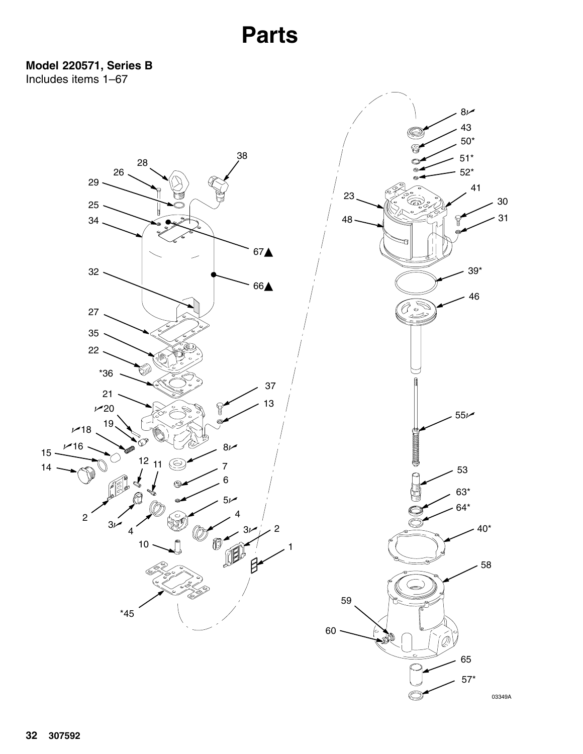# Parts

**Model 220571, Series B**
Includes items 1–67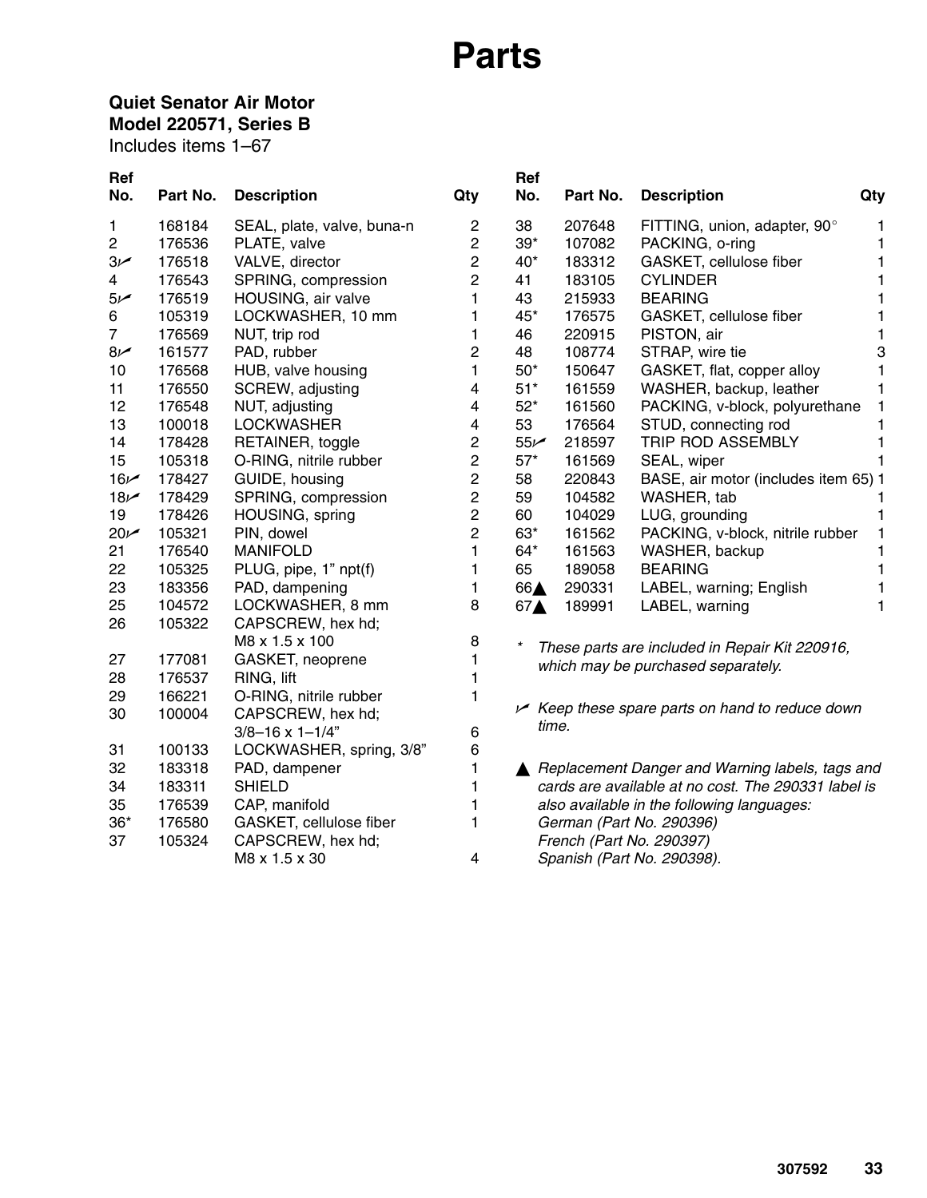# Parts

**Quiet Senator Air Motor**
**Model 220571, Series B**
Includes items 1–67

| Ref No. | Part No. | Description | Qty |
|---|---|---|---|
| 1 | 168184 | SEAL, plate, valve, buna-n | 2 |
| 2 | 176536 | PLATE, valve | 2 |
| 3✓ | 176518 | VALVE, director | 2 |
| 4 | 176543 | SPRING, compression | 2 |
| 5✓ | 176519 | HOUSING, air valve | 1 |
| 6 | 105319 | LOCKWASHER, 10 mm | 1 |
| 7 | 176569 | NUT, trip rod | 1 |
| 8✓ | 161577 | PAD, rubber | 2 |
| 10 | 176568 | HUB, valve housing | 1 |
| 11 | 176550 | SCREW, adjusting | 4 |
| 12 | 176548 | NUT, adjusting | 4 |
| 13 | 100018 | LOCKWASHER | 4 |
| 14 | 178428 | RETAINER, toggle | 2 |
| 15 | 105318 | O-RING, nitrile rubber | 2 |
| 16✓ | 178427 | GUIDE, housing | 2 |
| 18✓ | 178429 | SPRING, compression | 2 |
| 19 | 178426 | HOUSING, spring | 2 |
| 20✓ | 105321 | PIN, dowel | 2 |
| 21 | 176540 | MANIFOLD | 1 |
| 22 | 105325 | PLUG, pipe, 1” npt(f) | 1 |
| 23 | 183356 | PAD, dampening | 1 |
| 25 | 104572 | LOCKWASHER, 8 mm | 8 |
| 26 | 105322 | CAPSCREW, hex hd; M8 x 1.5 x 100 | 8 |
| 27 | 177081 | GASKET, neoprene | 1 |
| 28 | 176537 | RING, lift | 1 |
| 29 | 166221 | O-RING, nitrile rubber | 1 |
| 30 | 100004 | CAPSCREW, hex hd; 3/8–16 x 1–1/4” | 6 |
| 31 | 100133 | LOCKWASHER, spring, 3/8” | 6 |
| 32 | 183318 | PAD, dampener | 1 |
| 34 | 183311 | SHIELD | 1 |
| 35 | 176539 | CAP, manifold | 1 |
| 36* | 176580 | GASKET, cellulose fiber | 1 |
| 37 | 105324 | CAPSCREW, hex hd; M8 x 1.5 x 30 | 4 |
| 38 | 207648 | FITTING, union, adapter, 90° | 1 |
| 39* | 107082 | PACKING, o-ring | 1 |
| 40* | 183312 | GASKET, cellulose fiber | 1 |
| 41 | 183105 | CYLINDER | 1 |
| 43 | 215933 | BEARING | 1 |
| 45* | 176575 | GASKET, cellulose fiber | 1 |
| 46 | 220915 | PISTON, air | 1 |
| 48 | 108774 | STRAP, wire tie | 3 |
| 50* | 150647 | GASKET, flat, copper alloy | 1 |
| 51* | 161559 | WASHER, backup, leather | 1 |
| 52* | 161560 | PACKING, v-block, polyurethane | 1 |
| 53 | 176564 | STUD, connecting rod | 1 |
| 55✓ | 218597 | TRIP ROD ASSEMBLY | 1 |
| 57* | 161569 | SEAL, wiper | 1 |
| 58 | 220843 | BASE, air motor (includes item 65) | 1 |
| 59 | 104582 | WASHER, tab | 1 |
| 60 | 104029 | LUG, grounding | 1 |
| 63* | 161562 | PACKING, v-block, nitrile rubber | 1 |
| 64* | 161563 | WASHER, backup | 1 |
| 65 | 189058 | BEARING | 1 |
| 66▲ | 290331 | LABEL, warning; English | 1 |
| 67▲ | 189991 | LABEL, warning | 1 |

\* *These parts are included in Repair Kit 220916, which may be purchased separately.*

✓ *Keep these spare parts on hand to reduce down time.*

▲ *Replacement Danger and Warning labels, tags and cards are available at no cost. The 290331 label is also available in the following languages:*
*German (Part No. 290396)*
*French (Part No. 290397)*
*Spanish (Part No. 290398).*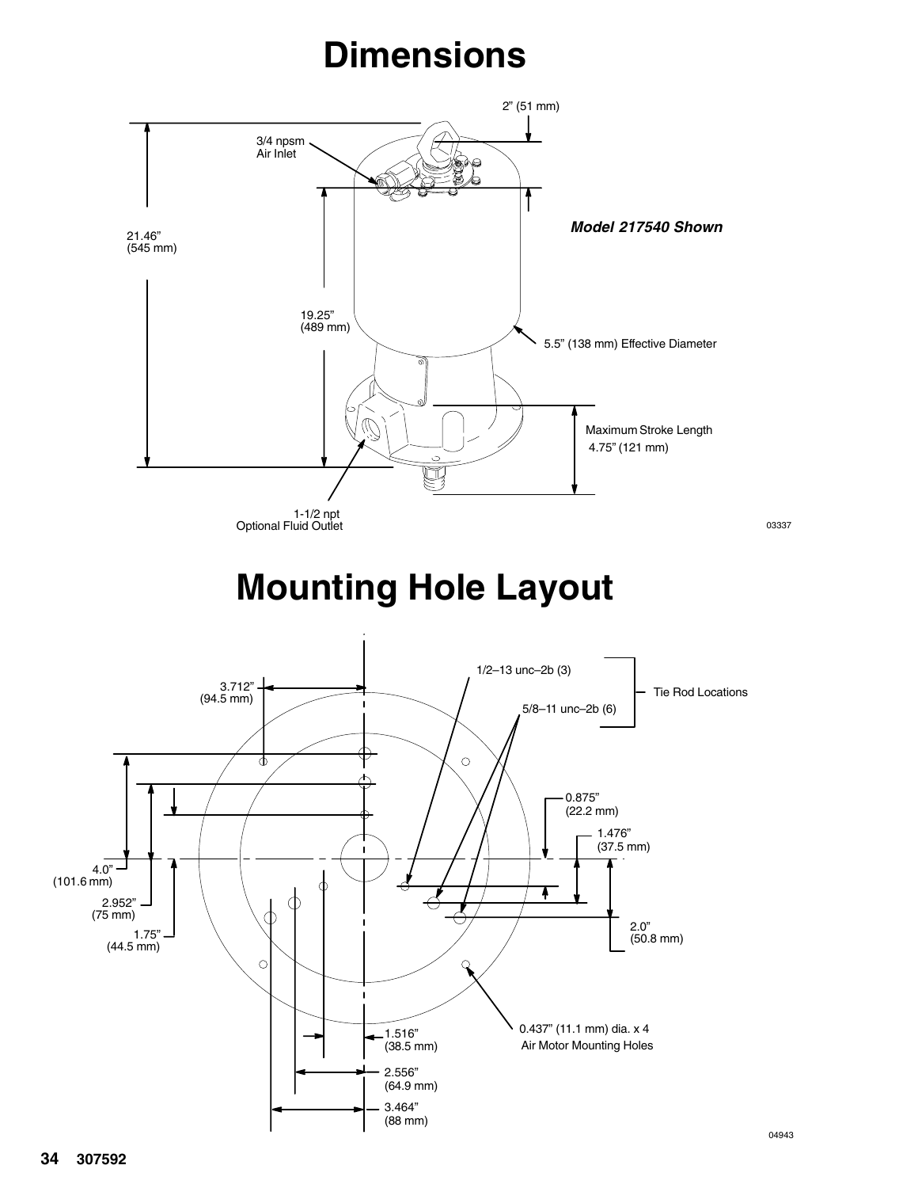# Dimensions

2" (51 mm)

3/4 npsm
Air Inlet

21.46"
(545 mm)

19.25"
(489 mm)

*Model 217540 Shown*

5.5" (138 mm) Effective Diameter

Maximum Stroke Length
4.75" (121 mm)

1-1/2 npt
Optional Fluid Outlet

03337

# Mounting Hole Layout

3.712"
(94.5 mm)

1/2–13 unc–2b (3)

5/8–11 unc–2b (6)

Tie Rod Locations

0.875"
(22.2 mm)

1.476"
(37.5 mm)

4.0"
(101.6 mm)

2.952"
(75 mm)

1.75"
(44.5 mm)

2.0"
(50.8 mm)

0.437" (11.1 mm) dia. x 4
Air Motor Mounting Holes

1.516"
(38.5 mm)

2.556"
(64.9 mm)

3.464"
(88 mm)

04943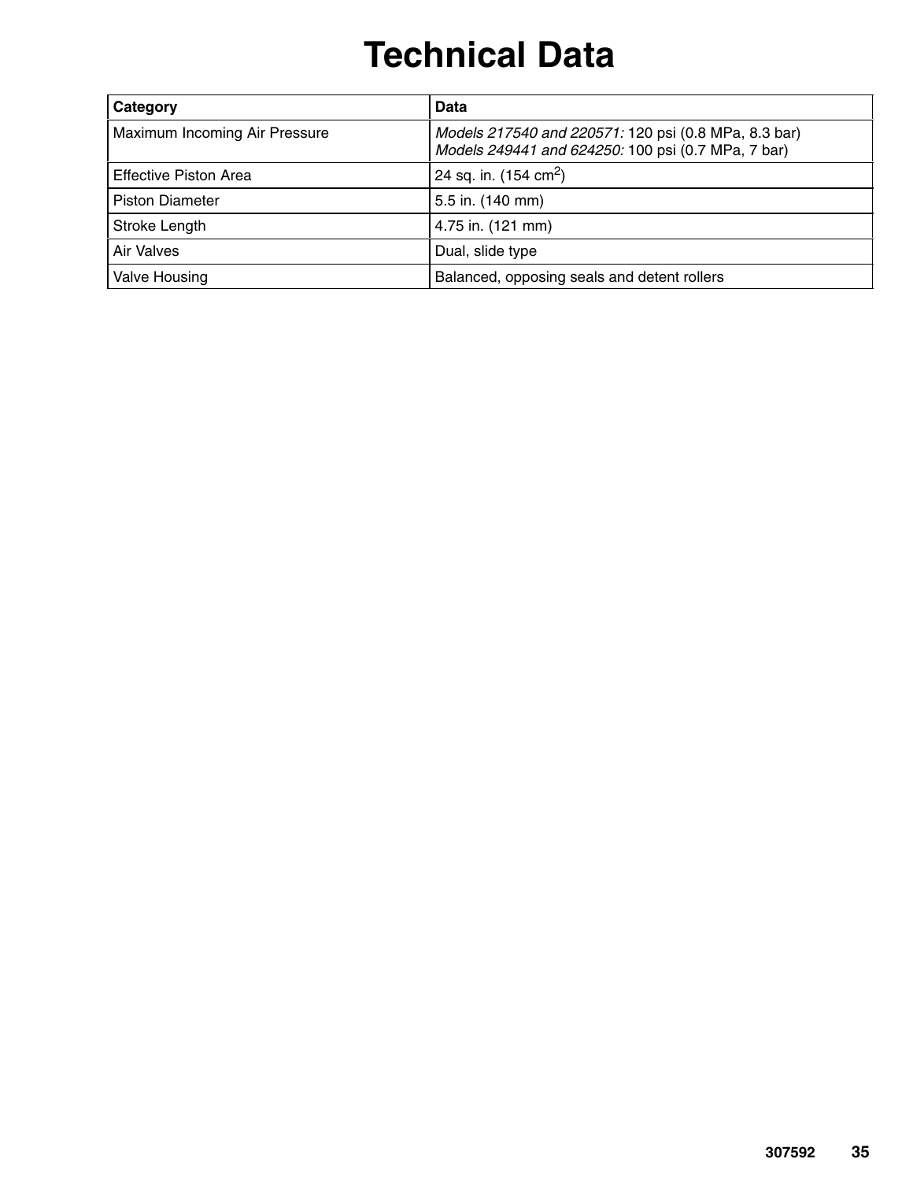# Technical Data

| Category | Data |
| --- | --- |
| Maximum Incoming Air Pressure | *Models 217540 and 220571:* 120 psi (0.8 MPa, 8.3 bar)<br>*Models 249441 and 624250:* 100 psi (0.7 MPa, 7 bar) |
| Effective Piston Area | 24 sq. in. (154 $cm^2$) |
| Piston Diameter | 5.5 in. (140 mm) |
| Stroke Length | 4.75 in. (121 mm) |
| Air Valves | Dual, slide type |
| Valve Housing | Balanced, opposing seals and detent rollers |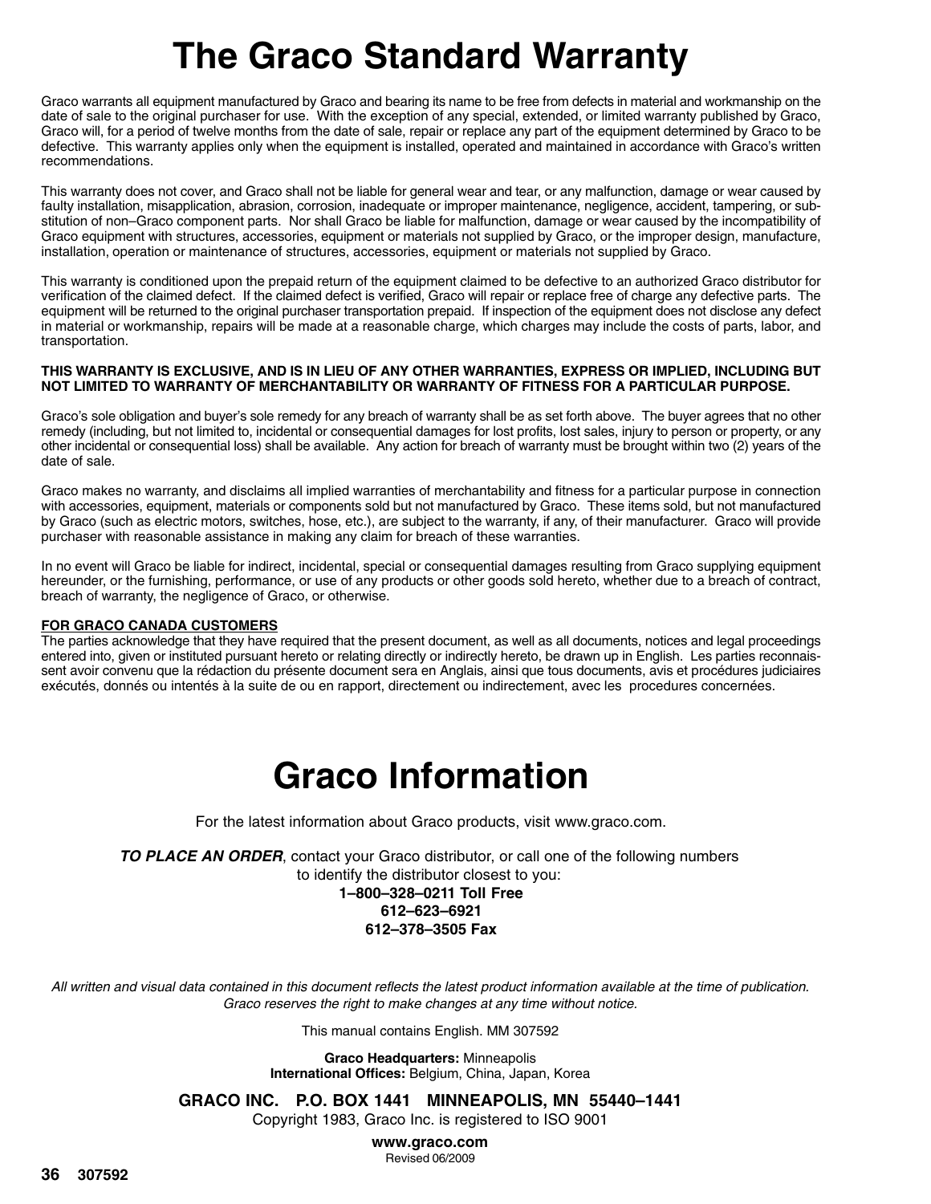# The Graco Standard Warranty

Graco warrants all equipment manufactured by Graco and bearing its name to be free from defects in material and workmanship on the date of sale to the original purchaser for use. With the exception of any special, extended, or limited warranty published by Graco, Graco will, for a period of twelve months from the date of sale, repair or replace any part of the equipment determined by Graco to be defective. This warranty applies only when the equipment is installed, operated and maintained in accordance with Graco's written recommendations.

This warranty does not cover, and Graco shall not be liable for general wear and tear, or any malfunction, damage or wear caused by faulty installation, misapplication, abrasion, corrosion, inadequate or improper maintenance, negligence, accident, tampering, or substitution of non–Graco component parts. Nor shall Graco be liable for malfunction, damage or wear caused by the incompatibility of Graco equipment with structures, accessories, equipment or materials not supplied by Graco, or the improper design, manufacture, installation, operation or maintenance of structures, accessories, equipment or materials not supplied by Graco.

This warranty is conditioned upon the prepaid return of the equipment claimed to be defective to an authorized Graco distributor for verification of the claimed defect. If the claimed defect is verified, Graco will repair or replace free of charge any defective parts. The equipment will be returned to the original purchaser transportation prepaid. If inspection of the equipment does not disclose any defect in material or workmanship, repairs will be made at a reasonable charge, which charges may include the costs of parts, labor, and transportation.

**THIS WARRANTY IS EXCLUSIVE, AND IS IN LIEU OF ANY OTHER WARRANTIES, EXPRESS OR IMPLIED, INCLUDING BUT NOT LIMITED TO WARRANTY OF MERCHANTABILITY OR WARRANTY OF FITNESS FOR A PARTICULAR PURPOSE.**

Graco's sole obligation and buyer's sole remedy for any breach of warranty shall be as set forth above. The buyer agrees that no other remedy (including, but not limited to, incidental or consequential damages for lost profits, lost sales, injury to person or property, or any other incidental or consequential loss) shall be available. Any action for breach of warranty must be brought within two (2) years of the date of sale.

Graco makes no warranty, and disclaims all implied warranties of merchantability and fitness for a particular purpose in connection with accessories, equipment, materials or components sold but not manufactured by Graco. These items sold, but not manufactured by Graco (such as electric motors, switches, hose, etc.), are subject to the warranty, if any, of their manufacturer. Graco will provide purchaser with reasonable assistance in making any claim for breach of these warranties.

In no event will Graco be liable for indirect, incidental, special or consequential damages resulting from Graco supplying equipment hereunder, or the furnishing, performance, or use of any products or other goods sold hereto, whether due to a breach of contract, breach of warranty, the negligence of Graco, or otherwise.

**FOR GRACO CANADA CUSTOMERS**

The parties acknowledge that they have required that the present document, as well as all documents, notices and legal proceedings entered into, given or instituted pursuant hereto or relating directly or indirectly hereto, be drawn up in English. Les parties reconnaissent avoir convenu que la rédaction du présente document sera en Anglais, ainsi que tous documents, avis et procédures judiciaires exécutés, donnés ou intentés à la suite de ou en rapport, directement ou indirectement, avec les procedures concernées.

# Graco Information

For the latest information about Graco products, visit www.graco.com.

***TO PLACE AN ORDER***, contact your Graco distributor, or call one of the following numbers to identify the distributor closest to you:

**1–800–328–0211 Toll Free**
**612–623–6921**
**612–378–3505 Fax**

*All written and visual data contained in this document reflects the latest product information available at the time of publication. Graco reserves the right to make changes at any time without notice.*

This manual contains English. MM 307592

**Graco Headquarters:** Minneapolis
**International Offices:** Belgium, China, Japan, Korea

**GRACO INC. P.O. BOX 1441 MINNEAPOLIS, MN 55440–1441**

Copyright 1983, Graco Inc. is registered to ISO 9001

**www.graco.com**

Revised 06/2009